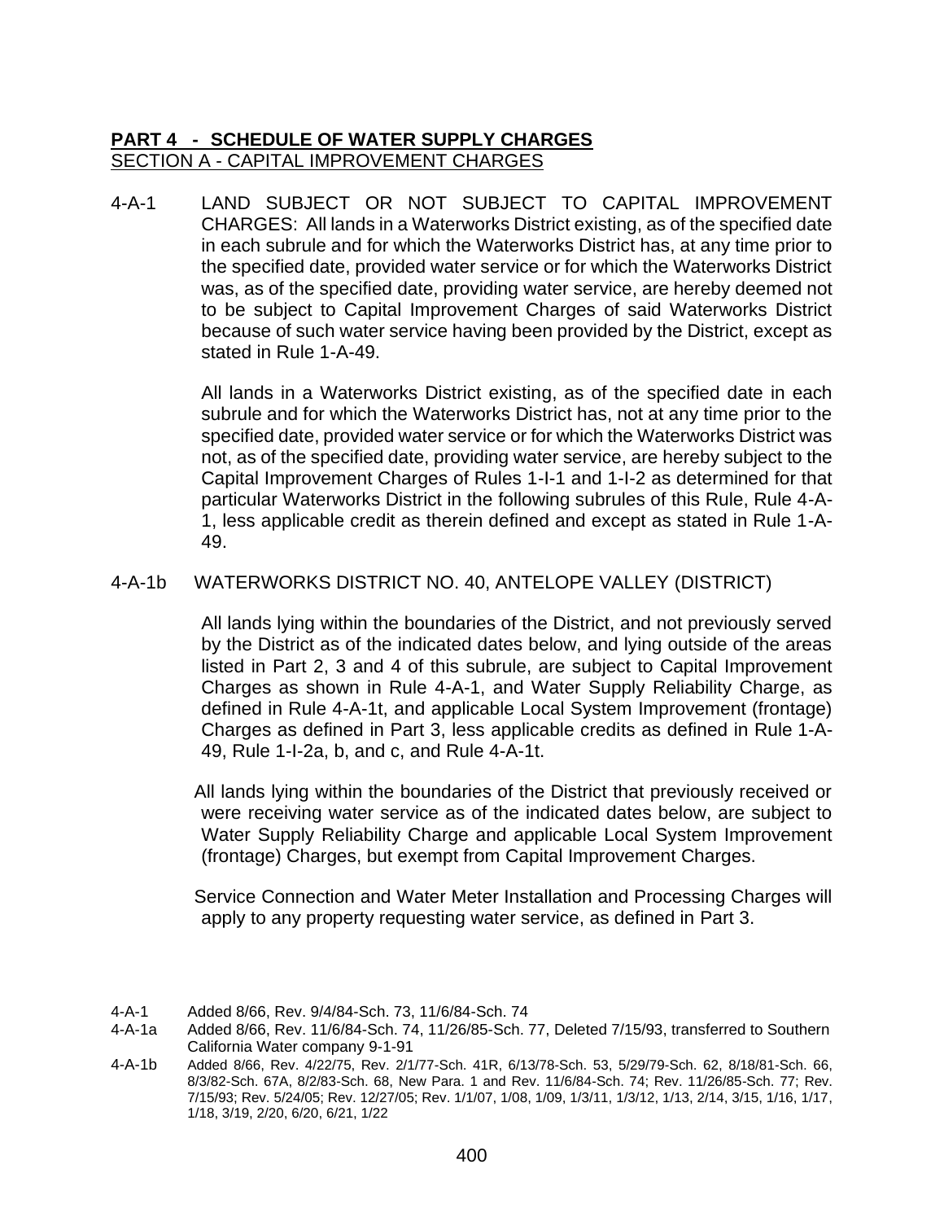## **PART 4 - SCHEDULE OF WATER SUPPLY CHARGES**

SECTION A - CAPITAL IMPROVEMENT CHARGES

4-A-1 LAND SUBJECT OR NOT SUBJECT TO CAPITAL IMPROVEMENT CHARGES: All lands in a Waterworks District existing, as of the specified date in each subrule and for which the Waterworks District has, at any time prior to the specified date, provided water service or for which the Waterworks District was, as of the specified date, providing water service, are hereby deemed not to be subject to Capital Improvement Charges of said Waterworks District because of such water service having been provided by the District, except as stated in Rule 1-A-49.

All lands in a Waterworks District existing, as of the specified date in each subrule and for which the Waterworks District has, not at any time prior to the specified date, provided water service or for which the Waterworks District was not, as of the specified date, providing water service, are hereby subject to the Capital Improvement Charges of Rules 1-I-1 and 1-I-2 as determined for that particular Waterworks District in the following subrules of this Rule, Rule 4-A-1, less applicable credit as therein defined and except as stated in Rule 1-A-49.

4-A-1b WATERWORKS DISTRICT NO. 40, ANTELOPE VALLEY (DISTRICT)

All lands lying within the boundaries of the District, and not previously served by the District as of the indicated dates below, and lying outside of the areas listed in Part 2, 3 and 4 of this subrule, are subject to Capital Improvement Charges as shown in Rule 4-A-1, and Water Supply Reliability Charge, as defined in Rule 4-A-1t, and applicable Local System Improvement (frontage) Charges as defined in Part 3, less applicable credits as defined in Rule 1-A-49, Rule 1-I-2a, b, and c, and Rule 4-A-1t.

All lands lying within the boundaries of the District that previously received or were receiving water service as of the indicated dates below, are subject to Water Supply Reliability Charge and applicable Local System Improvement (frontage) Charges, but exempt from Capital Improvement Charges.

Service Connection and Water Meter Installation and Processing Charges will apply to any property requesting water service, as defined in Part 3.

4-A-1 Added 8/66, Rev. 9/4/84-Sch. 73, 11/6/84-Sch. 74

4-A-1a Added 8/66, Rev. 11/6/84-Sch. 74, 11/26/85-Sch. 77, Deleted 7/15/93, transferred to Southern California Water company 9-1-91

4-A-1b Added 8/66, Rev. 4/22/75, Rev. 2/1/77-Sch. 41R, 6/13/78-Sch. 53, 5/29/79-Sch. 62, 8/18/81-Sch. 66, 8/3/82-Sch. 67A, 8/2/83-Sch. 68, New Para. 1 and Rev. 11/6/84-Sch. 74; Rev. 11/26/85-Sch. 77; Rev. 7/15/93; Rev. 5/24/05; Rev. 12/27/05; Rev. 1/1/07, 1/08, 1/09, 1/3/11, 1/3/12, 1/13, 2/14, 3/15, 1/16, 1/17, 1/18, 3/19, 2/20, 6/20, 6/21, 1/22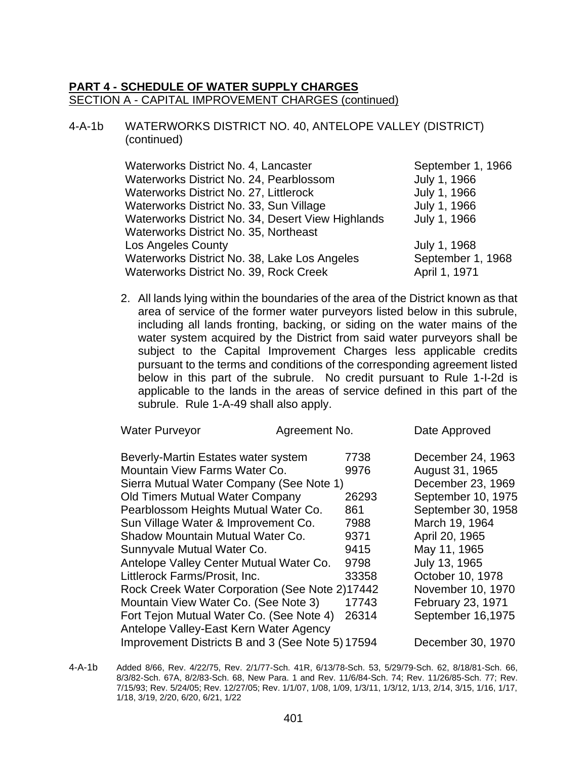**PART 4 - SCHEDULE OF WATER SUPPLY CHARGES**
SECTION A - CAPITAL IMPROVEMENT CHARGES (continued)

4-A-1b WATERWORKS DISTRICT NO. 40, ANTELOPE VALLEY (DISTRICT) (continued)

| | |
|---|---|
| Waterworks District No. 4, Lancaster | September 1, 1966 |
| Waterworks District No. 24, Pearblossom | July 1, 1966 |
| Waterworks District No. 27, Littlerock | July 1, 1966 |
| Waterworks District No. 33, Sun Village | July 1, 1966 |
| Waterworks District No. 34, Desert View Highlands | July 1, 1966 |
| Waterworks District No. 35, Northeast Los Angeles County | July 1, 1968 |
| Waterworks District No. 38, Lake Los Angeles | September 1, 1968 |
| Waterworks District No. 39, Rock Creek | April 1, 1971 |

2. All lands lying within the boundaries of the area of the District known as that area of service of the former water purveyors listed below in this subrule, including all lands fronting, backing, or siding on the water mains of the water system acquired by the District from said water purveyors shall be subject to the Capital Improvement Charges less applicable credits pursuant to the terms and conditions of the corresponding agreement listed below in this part of the subrule. No credit pursuant to Rule 1-I-2d is applicable to the lands in the areas of service defined in this part of the subrule. Rule 1-A-49 shall also apply.

| Water Purveyor | Agreement No. | Date Approved |
|---|---|---|
| Beverly-Martin Estates water system | 7738 | December 24, 1963 |
| Mountain View Farms Water Co. | 9976 | August 31, 1965 |
| Sierra Mutual Water Company (See Note 1) | | December 23, 1969 |
| Old Timers Mutual Water Company | 26293 | September 10, 1975 |
| Pearblossom Heights Mutual Water Co. | 861 | September 30, 1958 |
| Sun Village Water & Improvement Co. | 7988 | March 19, 1964 |
| Shadow Mountain Mutual Water Co. | 9371 | April 20, 1965 |
| Sunnyvale Mutual Water Co. | 9415 | May 11, 1965 |
| Antelope Valley Center Mutual Water Co. | 9798 | July 13, 1965 |
| Littlerock Farms/Prosit, Inc. | 33358 | October 10, 1978 |
| Rock Creek Water Corporation (See Note 2) | 17442 | November 10, 1970 |
| Mountain View Water Co. (See Note 3) | 17743 | February 23, 1971 |
| Fort Tejon Mutual Water Co. (See Note 4) | 26314 | September 16,1975 |
| Antelope Valley-East Kern Water Agency Improvement Districts B and 3 (See Note 5) | 17594 | December 30, 1970 |

4-A-1b Added 8/66, Rev. 4/22/75, Rev. 2/1/77-Sch. 41R, 6/13/78-Sch. 53, 5/29/79-Sch. 62, 8/18/81-Sch. 66, 8/3/82-Sch. 67A, 8/2/83-Sch. 68, New Para. 1 and Rev. 11/6/84-Sch. 74; Rev. 11/26/85-Sch. 77; Rev. 7/15/93; Rev. 5/24/05; Rev. 12/27/05; Rev. 1/1/07, 1/08, 1/09, 1/3/11, 1/3/12, 1/13, 2/14, 3/15, 1/16, 1/17, 1/18, 3/19, 2/20, 6/20, 6/21, 1/22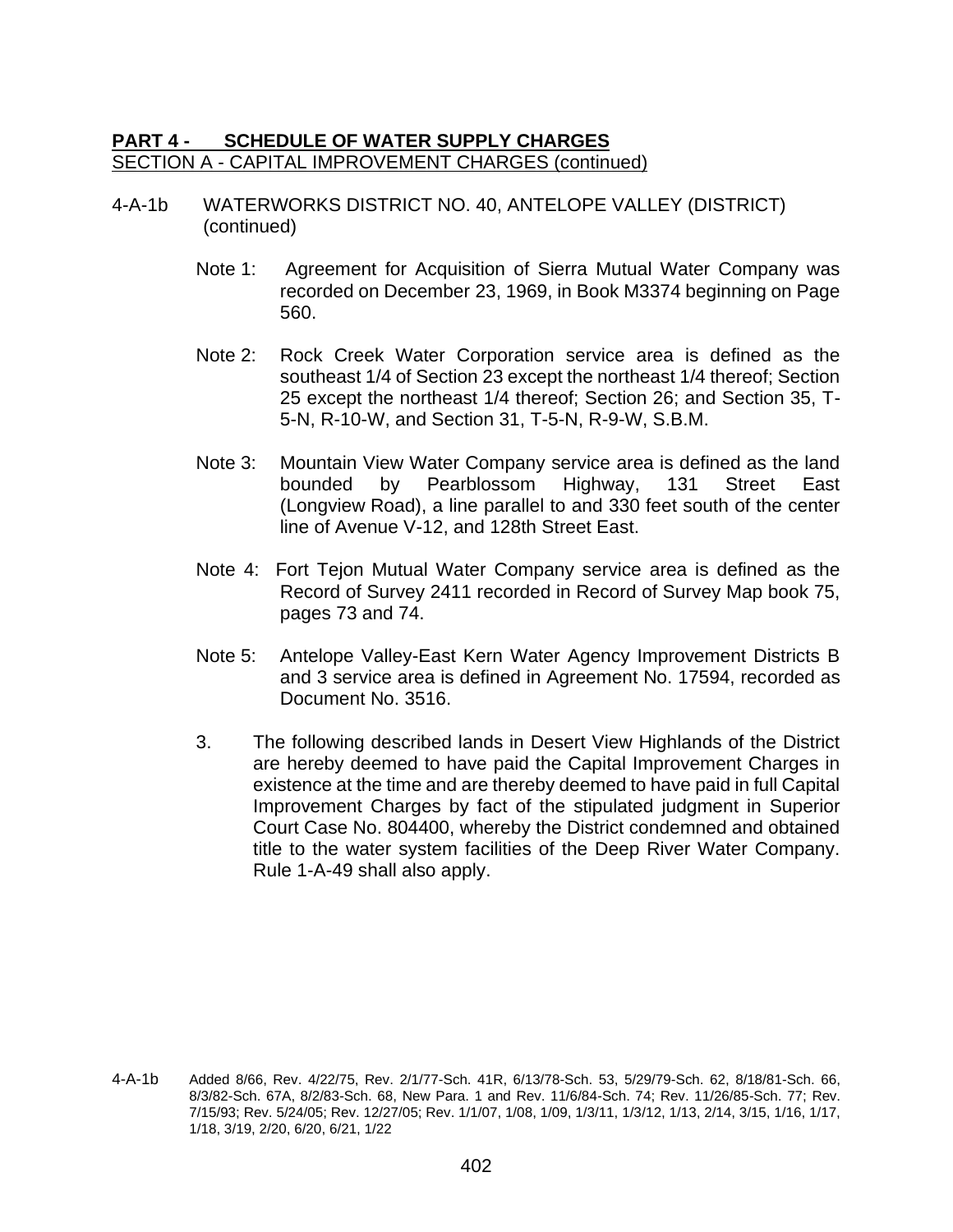**PART 4 - SCHEDULE OF WATER SUPPLY CHARGES**

SECTION A - CAPITAL IMPROVEMENT CHARGES (continued)

4-A-1b WATERWORKS DISTRICT NO. 40, ANTELOPE VALLEY (DISTRICT) (continued)

Note 1: Agreement for Acquisition of Sierra Mutual Water Company was recorded on December 23, 1969, in Book M3374 beginning on Page 560.

Note 2: Rock Creek Water Corporation service area is defined as the southeast 1/4 of Section 23 except the northeast 1/4 thereof; Section 25 except the northeast 1/4 thereof; Section 26; and Section 35, T-5-N, R-10-W, and Section 31, T-5-N, R-9-W, S.B.M.

Note 3: Mountain View Water Company service area is defined as the land bounded by Pearblossom Highway, 131 Street East (Longview Road), a line parallel to and 330 feet south of the center line of Avenue V-12, and 128th Street East.

Note 4: Fort Tejon Mutual Water Company service area is defined as the Record of Survey 2411 recorded in Record of Survey Map book 75, pages 73 and 74.

Note 5: Antelope Valley-East Kern Water Agency Improvement Districts B and 3 service area is defined in Agreement No. 17594, recorded as Document No. 3516.

3. The following described lands in Desert View Highlands of the District are hereby deemed to have paid the Capital Improvement Charges in existence at the time and are thereby deemed to have paid in full Capital Improvement Charges by fact of the stipulated judgment in Superior Court Case No. 804400, whereby the District condemned and obtained title to the water system facilities of the Deep River Water Company. Rule 1-A-49 shall also apply.

4-A-1b Added 8/66, Rev. 4/22/75, Rev. 2/1/77-Sch. 41R, 6/13/78-Sch. 53, 5/29/79-Sch. 62, 8/18/81-Sch. 66, 8/3/82-Sch. 67A, 8/2/83-Sch. 68, New Para. 1 and Rev. 11/6/84-Sch. 74; Rev. 11/26/85-Sch. 77; Rev. 7/15/93; Rev. 5/24/05; Rev. 12/27/05; Rev. 1/1/07, 1/08, 1/09, 1/3/11, 1/3/12, 1/13, 2/14, 3/15, 1/16, 1/17, 1/18, 3/19, 2/20, 6/20, 6/21, 1/22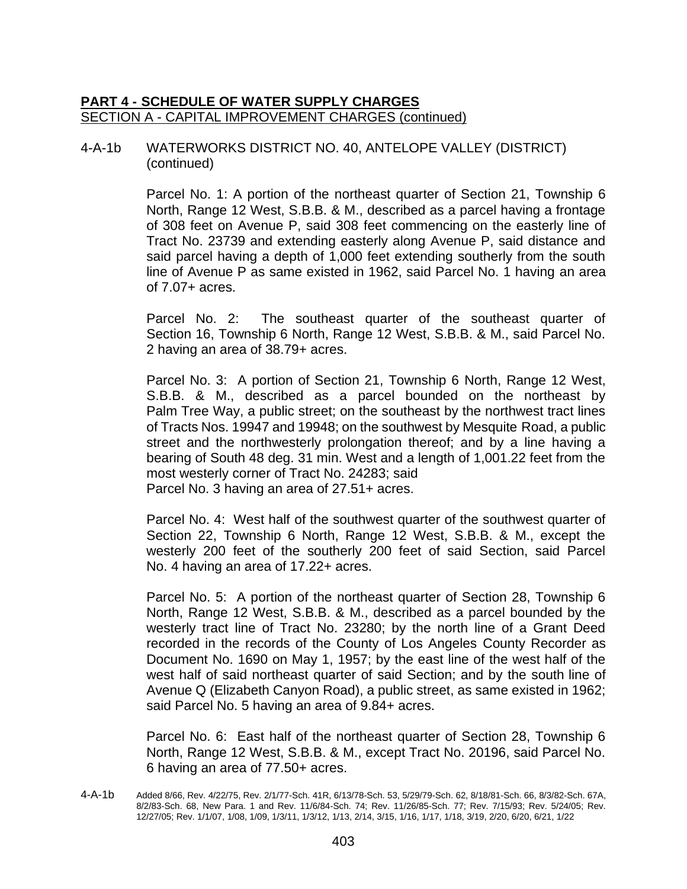**PART 4 - SCHEDULE OF WATER SUPPLY CHARGES**

SECTION A - CAPITAL IMPROVEMENT CHARGES (continued)

4-A-1b WATERWORKS DISTRICT NO. 40, ANTELOPE VALLEY (DISTRICT) (continued)

Parcel No. 1: A portion of the northeast quarter of Section 21, Township 6 North, Range 12 West, S.B.B. & M., described as a parcel having a frontage of 308 feet on Avenue P, said 308 feet commencing on the easterly line of Tract No. 23739 and extending easterly along Avenue P, said distance and said parcel having a depth of 1,000 feet extending southerly from the south line of Avenue P as same existed in 1962, said Parcel No. 1 having an area of 7.07+ acres.

Parcel No. 2: The southeast quarter of the southeast quarter of Section 16, Township 6 North, Range 12 West, S.B.B. & M., said Parcel No. 2 having an area of 38.79+ acres.

Parcel No. 3: A portion of Section 21, Township 6 North, Range 12 West, S.B.B. & M., described as a parcel bounded on the northeast by Palm Tree Way, a public street; on the southeast by the northwest tract lines of Tracts Nos. 19947 and 19948; on the southwest by Mesquite Road, a public street and the northwesterly prolongation thereof; and by a line having a bearing of South 48 deg. 31 min. West and a length of 1,001.22 feet from the most westerly corner of Tract No. 24283; said Parcel No. 3 having an area of 27.51+ acres.

Parcel No. 4: West half of the southwest quarter of the southwest quarter of Section 22, Township 6 North, Range 12 West, S.B.B. & M., except the westerly 200 feet of the southerly 200 feet of said Section, said Parcel No. 4 having an area of 17.22+ acres.

Parcel No. 5: A portion of the northeast quarter of Section 28, Township 6 North, Range 12 West, S.B.B. & M., described as a parcel bounded by the westerly tract line of Tract No. 23280; by the north line of a Grant Deed recorded in the records of the County of Los Angeles County Recorder as Document No. 1690 on May 1, 1957; by the east line of the west half of the west half of said northeast quarter of said Section; and by the south line of Avenue Q (Elizabeth Canyon Road), a public street, as same existed in 1962; said Parcel No. 5 having an area of 9.84+ acres.

Parcel No. 6: East half of the northeast quarter of Section 28, Township 6 North, Range 12 West, S.B.B. & M., except Tract No. 20196, said Parcel No. 6 having an area of 77.50+ acres.

4-A-1b Added 8/66, Rev. 4/22/75, Rev. 2/1/77-Sch. 41R, 6/13/78-Sch. 53, 5/29/79-Sch. 62, 8/18/81-Sch. 66, 8/3/82-Sch. 67A, 8/2/83-Sch. 68, New Para. 1 and Rev. 11/6/84-Sch. 74; Rev. 11/26/85-Sch. 77; Rev. 7/15/93; Rev. 5/24/05; Rev. 12/27/05; Rev. 1/1/07, 1/08, 1/09, 1/3/11, 1/3/12, 1/13, 2/14, 3/15, 1/16, 1/17, 1/18, 3/19, 2/20, 6/20, 6/21, 1/22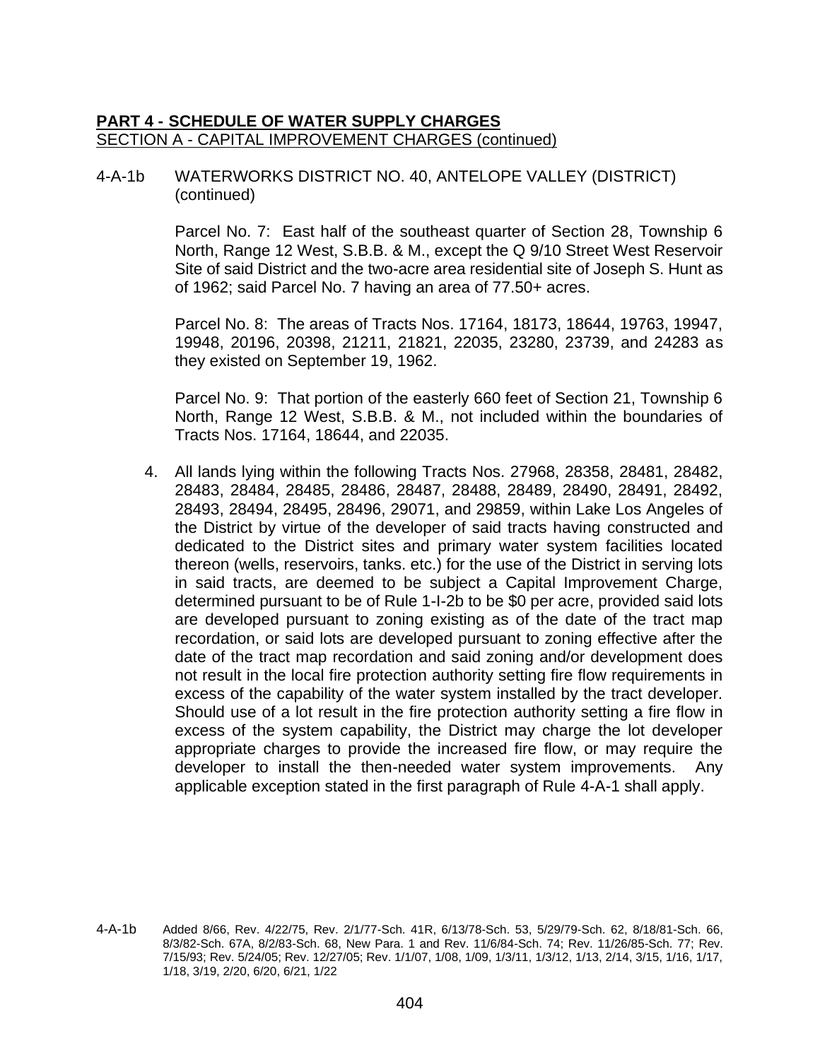**PART 4 - SCHEDULE OF WATER SUPPLY CHARGES**
SECTION A - CAPITAL IMPROVEMENT CHARGES (continued)

4-A-1b WATERWORKS DISTRICT NO. 40, ANTELOPE VALLEY (DISTRICT) (continued)

Parcel No. 7: East half of the southeast quarter of Section 28, Township 6 North, Range 12 West, S.B.B. & M., except the Q 9/10 Street West Reservoir Site of said District and the two-acre area residential site of Joseph S. Hunt as of 1962; said Parcel No. 7 having an area of 77.50+ acres.

Parcel No. 8: The areas of Tracts Nos. 17164, 18173, 18644, 19763, 19947, 19948, 20196, 20398, 21211, 21821, 22035, 23280, 23739, and 24283 as they existed on September 19, 1962.

Parcel No. 9: That portion of the easterly 660 feet of Section 21, Township 6 North, Range 12 West, S.B.B. & M., not included within the boundaries of Tracts Nos. 17164, 18644, and 22035.

4. All lands lying within the following Tracts Nos. 27968, 28358, 28481, 28482, 28483, 28484, 28485, 28486, 28487, 28488, 28489, 28490, 28491, 28492, 28493, 28494, 28495, 28496, 29071, and 29859, within Lake Los Angeles of the District by virtue of the developer of said tracts having constructed and dedicated to the District sites and primary water system facilities located thereon (wells, reservoirs, tanks. etc.) for the use of the District in serving lots in said tracts, are deemed to be subject a Capital Improvement Charge, determined pursuant to be of Rule 1-I-2b to be $0 per acre, provided said lots are developed pursuant to zoning existing as of the date of the tract map recordation, or said lots are developed pursuant to zoning effective after the date of the tract map recordation and said zoning and/or development does not result in the local fire protection authority setting fire flow requirements in excess of the capability of the water system installed by the tract developer. Should use of a lot result in the fire protection authority setting a fire flow in excess of the system capability, the District may charge the lot developer appropriate charges to provide the increased fire flow, or may require the developer to install the then-needed water system improvements. Any applicable exception stated in the first paragraph of Rule 4-A-1 shall apply.

4-A-1b Added 8/66, Rev. 4/22/75, Rev. 2/1/77-Sch. 41R, 6/13/78-Sch. 53, 5/29/79-Sch. 62, 8/18/81-Sch. 66, 8/3/82-Sch. 67A, 8/2/83-Sch. 68, New Para. 1 and Rev. 11/6/84-Sch. 74; Rev. 11/26/85-Sch. 77; Rev. 7/15/93; Rev. 5/24/05; Rev. 12/27/05; Rev. 1/1/07, 1/08, 1/09, 1/3/11, 1/3/12, 1/13, 2/14, 3/15, 1/16, 1/17, 1/18, 3/19, 2/20, 6/20, 6/21, 1/22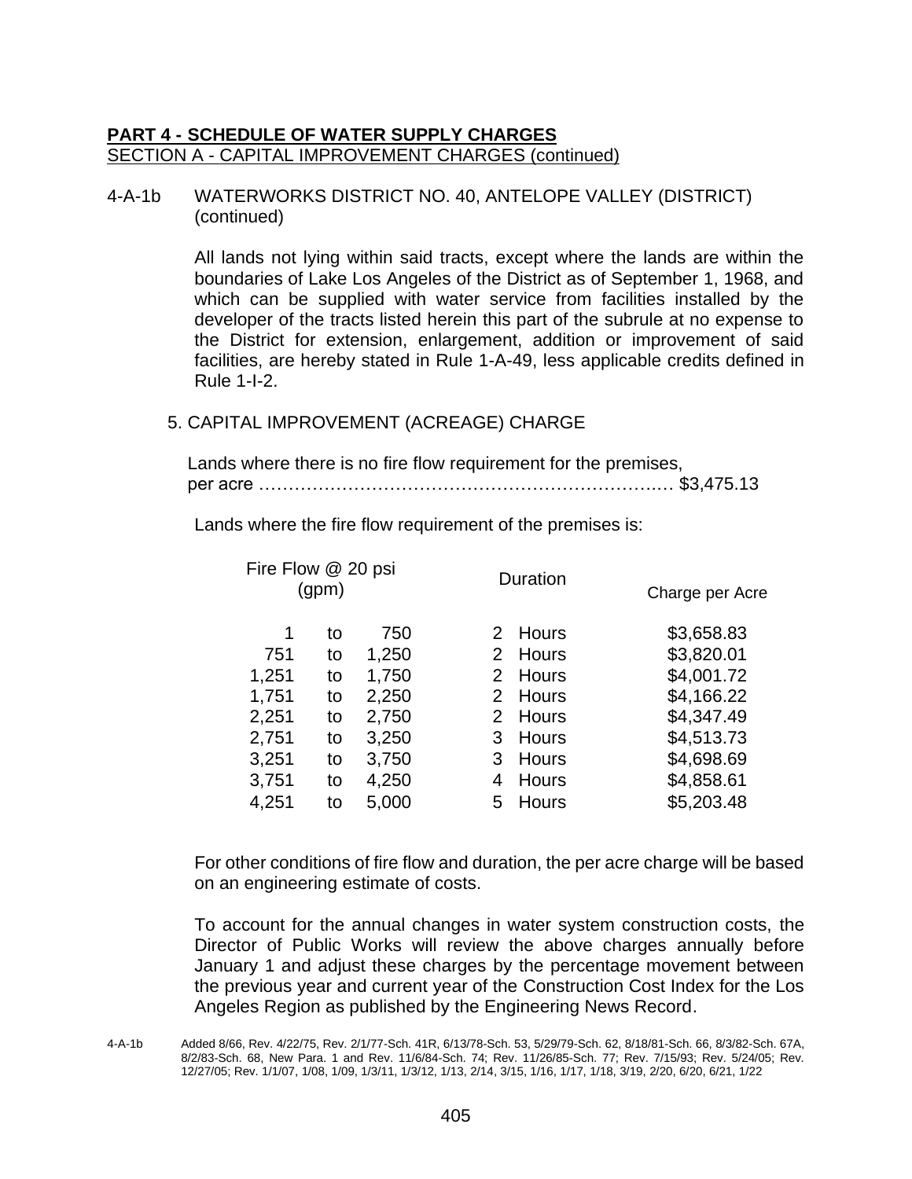**PART 4 - SCHEDULE OF WATER SUPPLY CHARGES**

SECTION A - CAPITAL IMPROVEMENT CHARGES (continued)

4-A-1b WATERWORKS DISTRICT NO. 40, ANTELOPE VALLEY (DISTRICT) (continued)

All lands not lying within said tracts, except where the lands are within the boundaries of Lake Los Angeles of the District as of September 1, 1968, and which can be supplied with water service from facilities installed by the developer of the tracts listed herein this part of the subrule at no expense to the District for extension, enlargement, addition or improvement of said facilities, are hereby stated in Rule 1-A-49, less applicable credits defined in Rule 1-I-2.

5. CAPITAL IMPROVEMENT (ACREAGE) CHARGE

Lands where there is no fire flow requirement for the premises, per acre ……………………………………………………….… $3,475.13

Lands where the fire flow requirement of the premises is:

| Fire Flow @ 20 psi (gpm) | Duration | Charge per Acre |
|---|---|---|
| 1 to 750 | 2 Hours | $3,658.83 |
| 751 to 1,250 | 2 Hours | $3,820.01 |
| 1,251 to 1,750 | 2 Hours | $4,001.72 |
| 1,751 to 2,250 | 2 Hours | $4,166.22 |
| 2,251 to 2,750 | 2 Hours | $4,347.49 |
| 2,751 to 3,250 | 3 Hours | $4,513.73 |
| 3,251 to 3,750 | 3 Hours | $4,698.69 |
| 3,751 to 4,250 | 4 Hours | $4,858.61 |
| 4,251 to 5,000 | 5 Hours | $5,203.48 |

For other conditions of fire flow and duration, the per acre charge will be based on an engineering estimate of costs.

To account for the annual changes in water system construction costs, the Director of Public Works will review the above charges annually before January 1 and adjust these charges by the percentage movement between the previous year and current year of the Construction Cost Index for the Los Angeles Region as published by the Engineering News Record.

4-A-1b Added 8/66, Rev. 4/22/75, Rev. 2/1/77-Sch. 41R, 6/13/78-Sch. 53, 5/29/79-Sch. 62, 8/18/81-Sch. 66, 8/3/82-Sch. 67A, 8/2/83-Sch. 68, New Para. 1 and Rev. 11/6/84-Sch. 74; Rev. 11/26/85-Sch. 77; Rev. 7/15/93; Rev. 5/24/05; Rev. 12/27/05; Rev. 1/1/07, 1/08, 1/09, 1/3/11, 1/3/12, 1/13, 2/14, 3/15, 1/16, 1/17, 1/18, 3/19, 2/20, 6/20, 6/21, 1/22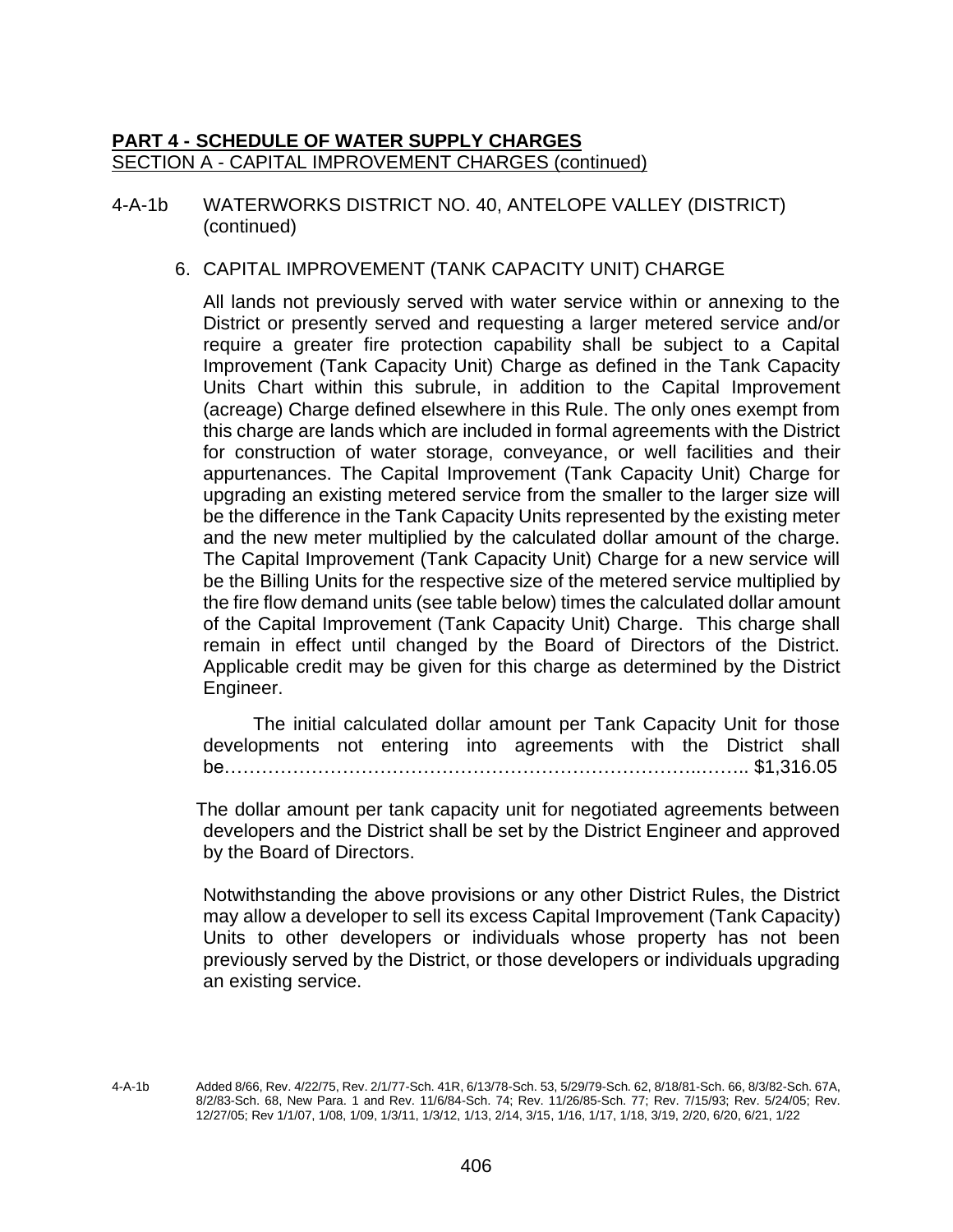## PART 4 - SCHEDULE OF WATER SUPPLY CHARGES

SECTION A - CAPITAL IMPROVEMENT CHARGES (continued)

4-A-1b WATERWORKS DISTRICT NO. 40, ANTELOPE VALLEY (DISTRICT) (continued)

6. CAPITAL IMPROVEMENT (TANK CAPACITY UNIT) CHARGE

All lands not previously served with water service within or annexing to the District or presently served and requesting a larger metered service and/or require a greater fire protection capability shall be subject to a Capital Improvement (Tank Capacity Unit) Charge as defined in the Tank Capacity Units Chart within this subrule, in addition to the Capital Improvement (acreage) Charge defined elsewhere in this Rule. The only ones exempt from this charge are lands which are included in formal agreements with the District for construction of water storage, conveyance, or well facilities and their appurtenances. The Capital Improvement (Tank Capacity Unit) Charge for upgrading an existing metered service from the smaller to the larger size will be the difference in the Tank Capacity Units represented by the existing meter and the new meter multiplied by the calculated dollar amount of the charge. The Capital Improvement (Tank Capacity Unit) Charge for a new service will be the Billing Units for the respective size of the metered service multiplied by the fire flow demand units (see table below) times the calculated dollar amount of the Capital Improvement (Tank Capacity Unit) Charge. This charge shall remain in effect until changed by the Board of Directors of the District. Applicable credit may be given for this charge as determined by the District Engineer.

The initial calculated dollar amount per Tank Capacity Unit for those developments not entering into agreements with the District shall be………………………………………………………………..…….. $1,316.05

The dollar amount per tank capacity unit for negotiated agreements between developers and the District shall be set by the District Engineer and approved by the Board of Directors.

Notwithstanding the above provisions or any other District Rules, the District may allow a developer to sell its excess Capital Improvement (Tank Capacity) Units to other developers or individuals whose property has not been previously served by the District, or those developers or individuals upgrading an existing service.

4-A-1b Added 8/66, Rev. 4/22/75, Rev. 2/1/77-Sch. 41R, 6/13/78-Sch. 53, 5/29/79-Sch. 62, 8/18/81-Sch. 66, 8/3/82-Sch. 67A, 8/2/83-Sch. 68, New Para. 1 and Rev. 11/6/84-Sch. 74; Rev. 11/26/85-Sch. 77; Rev. 7/15/93; Rev. 5/24/05; Rev. 12/27/05; Rev 1/1/07, 1/08, 1/09, 1/3/11, 1/3/12, 1/13, 2/14, 3/15, 1/16, 1/17, 1/18, 3/19, 2/20, 6/20, 6/21, 1/22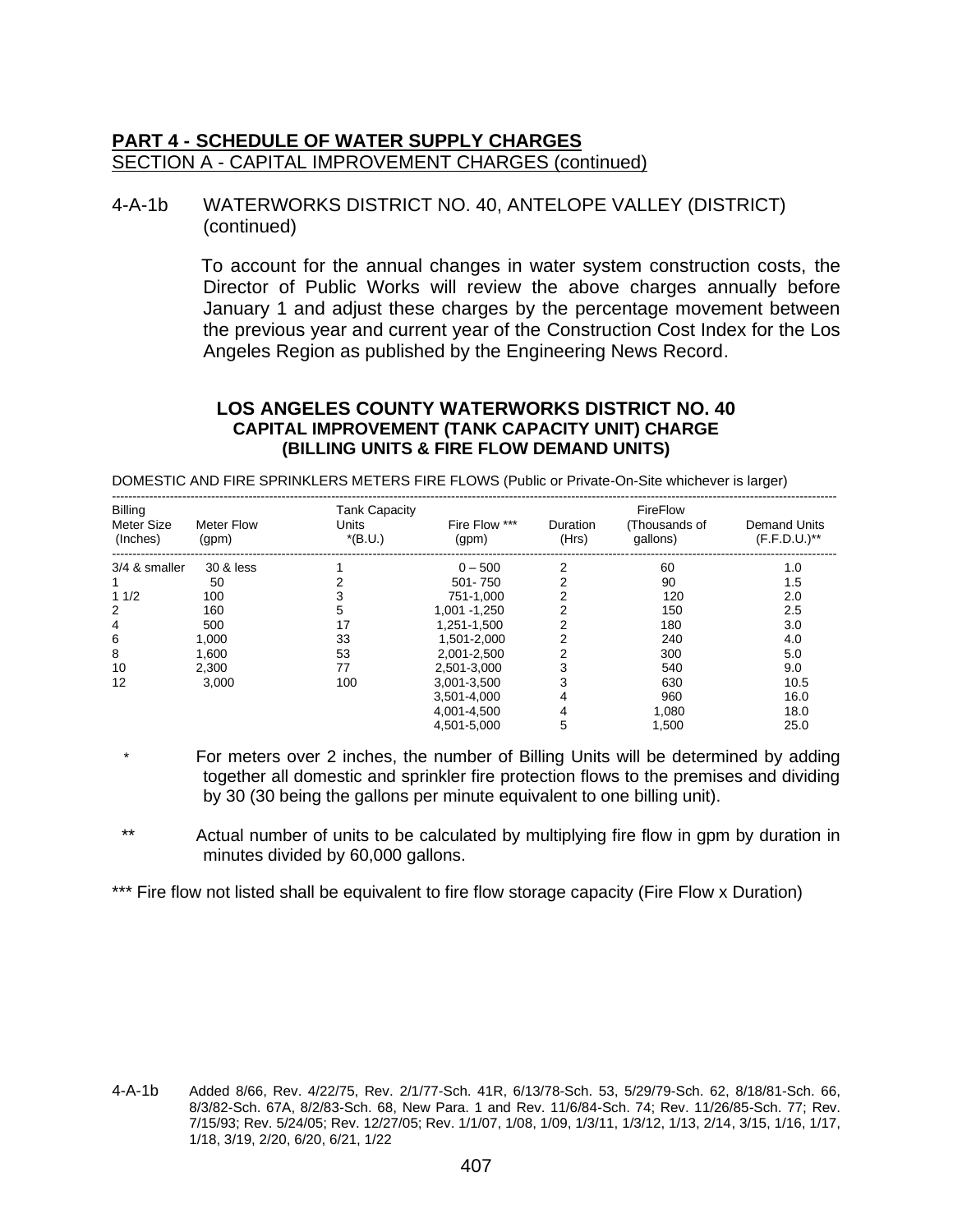## PART 4 - SCHEDULE OF WATER SUPPLY CHARGES

SECTION A - CAPITAL IMPROVEMENT CHARGES (continued)

### 4-A-1b WATERWORKS DISTRICT NO. 40, ANTELOPE VALLEY (DISTRICT) (continued)

To account for the annual changes in water system construction costs, the Director of Public Works will review the above charges annually before January 1 and adjust these charges by the percentage movement between the previous year and current year of the Construction Cost Index for the Los Angeles Region as published by the Engineering News Record.

**LOS ANGELES COUNTY WATERWORKS DISTRICT NO. 40**
**CAPITAL IMPROVEMENT (TANK CAPACITY UNIT) CHARGE**
**(BILLING UNITS & FIRE FLOW DEMAND UNITS)**

DOMESTIC AND FIRE SPRINKLERS METERS FIRE FLOWS (Public or Private-On-Site whichever is larger)

| Billing Meter Size (Inches) | Meter Flow (gpm) | Tank Capacity Units *(B.U.) | Fire Flow *** (gpm) | Duration (Hrs) | FireFlow (Thousands of gallons) | Demand Units (F.F.D.U.)** |
|---|---|---|---|---|---|---|
| 3/4 & smaller | 30 & less | 1 | 0 – 500 | 2 | 60 | 1.0 |
| 1 | 50 | 2 | 501- 750 | 2 | 90 | 1.5 |
| 1 1/2 | 100 | 3 | 751-1,000 | 2 | 120 | 2.0 |
| 2 | 160 | 5 | 1,001 -1,250 | 2 | 150 | 2.5 |
| 4 | 500 | 17 | 1,251-1,500 | 2 | 180 | 3.0 |
| 6 | 1,000 | 33 | 1,501-2,000 | 2 | 240 | 4.0 |
| 8 | 1,600 | 53 | 2,001-2,500 | 2 | 300 | 5.0 |
| 10 | 2,300 | 77 | 2,501-3,000 | 3 | 540 | 9.0 |
| 12 | 3,000 | 100 | 3,001-3,500 | 3 | 630 | 10.5 |
| | | | 3,501-4,000 | 4 | 960 | 16.0 |
| | | | 4,001-4,500 | 4 | 1,080 | 18.0 |
| | | | 4,501-5,000 | 5 | 1,500 | 25.0 |

\* For meters over 2 inches, the number of Billing Units will be determined by adding together all domestic and sprinkler fire protection flows to the premises and dividing by 30 (30 being the gallons per minute equivalent to one billing unit).

** Actual number of units to be calculated by multiplying fire flow in gpm by duration in minutes divided by 60,000 gallons.

*** Fire flow not listed shall be equivalent to fire flow storage capacity (Fire Flow x Duration)

4-A-1b Added 8/66, Rev. 4/22/75, Rev. 2/1/77-Sch. 41R, 6/13/78-Sch. 53, 5/29/79-Sch. 62, 8/18/81-Sch. 66, 8/3/82-Sch. 67A, 8/2/83-Sch. 68, New Para. 1 and Rev. 11/6/84-Sch. 74; Rev. 11/26/85-Sch. 77; Rev. 7/15/93; Rev. 5/24/05; Rev. 12/27/05; Rev. 1/1/07, 1/08, 1/09, 1/3/11, 1/3/12, 1/13, 2/14, 3/15, 1/16, 1/17, 1/18, 3/19, 2/20, 6/20, 6/21, 1/22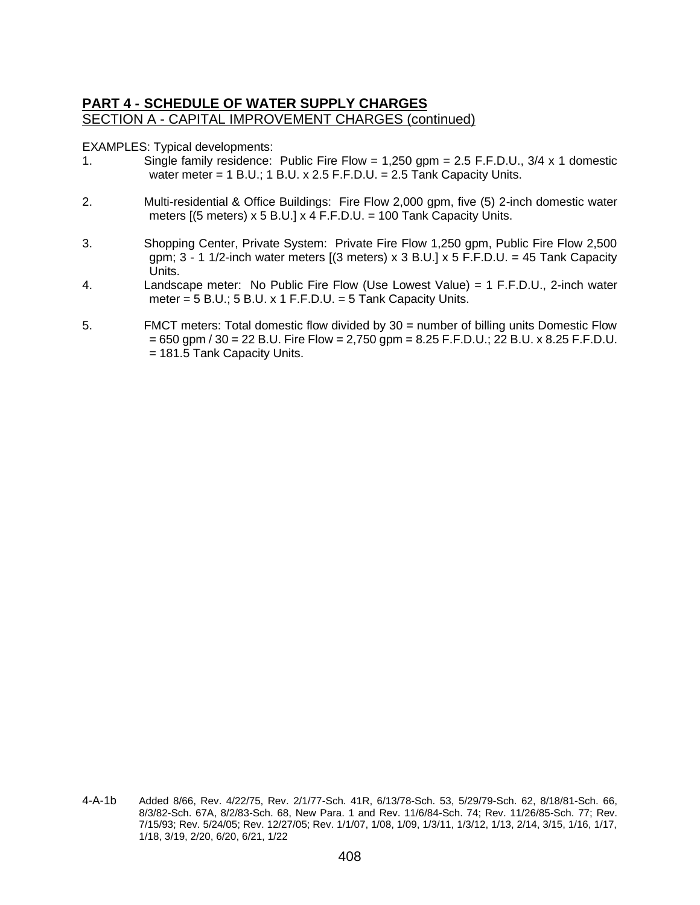**PART 4 - SCHEDULE OF WATER SUPPLY CHARGES**
SECTION A - CAPITAL IMPROVEMENT CHARGES (continued)

EXAMPLES: Typical developments:

1. Single family residence: Public Fire Flow = 1,250 gpm = 2.5 F.F.D.U., 3/4 x 1 domestic water meter = 1 B.U.; 1 B.U. x 2.5 F.F.D.U. = 2.5 Tank Capacity Units.

2. Multi-residential & Office Buildings: Fire Flow 2,000 gpm, five (5) 2-inch domestic water meters [(5 meters) x 5 B.U.] x 4 F.F.D.U. = 100 Tank Capacity Units.

3. Shopping Center, Private System: Private Fire Flow 1,250 gpm, Public Fire Flow 2,500 gpm; 3 - 1 1/2-inch water meters [(3 meters) x 3 B.U.] x 5 F.F.D.U. = 45 Tank Capacity Units.

4. Landscape meter: No Public Fire Flow (Use Lowest Value) = 1 F.F.D.U., 2-inch water meter = 5 B.U.; 5 B.U. x 1 F.F.D.U. = 5 Tank Capacity Units.

5. FMCT meters: Total domestic flow divided by 30 = number of billing units Domestic Flow = 650 gpm / 30 = 22 B.U. Fire Flow = 2,750 gpm = 8.25 F.F.D.U.; 22 B.U. x 8.25 F.F.D.U. = 181.5 Tank Capacity Units.

4-A-1b Added 8/66, Rev. 4/22/75, Rev. 2/1/77-Sch. 41R, 6/13/78-Sch. 53, 5/29/79-Sch. 62, 8/18/81-Sch. 66, 8/3/82-Sch. 67A, 8/2/83-Sch. 68, New Para. 1 and Rev. 11/6/84-Sch. 74; Rev. 11/26/85-Sch. 77; Rev. 7/15/93; Rev. 5/24/05; Rev. 12/27/05; Rev. 1/1/07, 1/08, 1/09, 1/3/11, 1/3/12, 1/13, 2/14, 3/15, 1/16, 1/17, 1/18, 3/19, 2/20, 6/20, 6/21, 1/22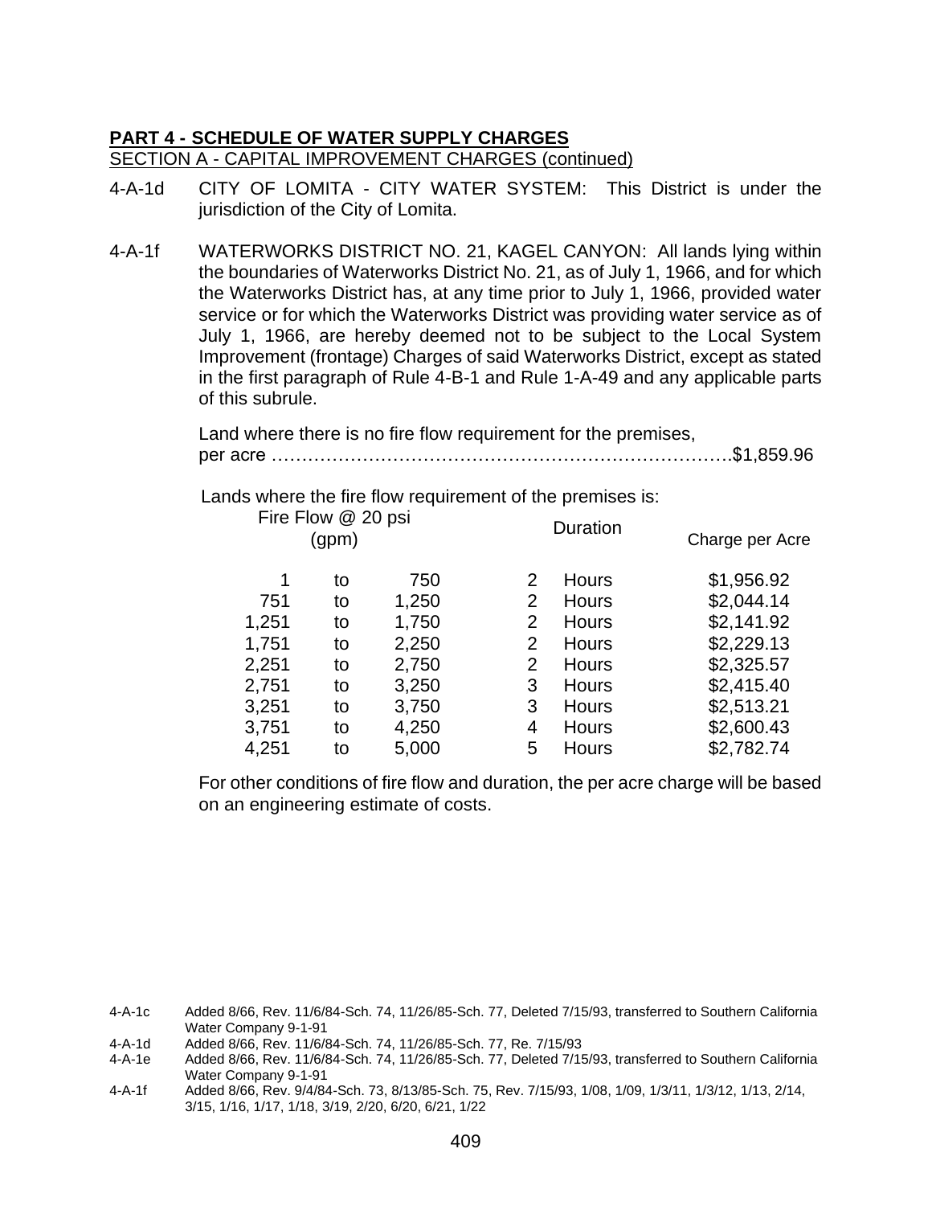**PART 4 - SCHEDULE OF WATER SUPPLY CHARGES**

SECTION A - CAPITAL IMPROVEMENT CHARGES (continued)

4-A-1d CITY OF LOMITA - CITY WATER SYSTEM: This District is under the jurisdiction of the City of Lomita.

4-A-1f WATERWORKS DISTRICT NO. 21, KAGEL CANYON: All lands lying within the boundaries of Waterworks District No. 21, as of July 1, 1966, and for which the Waterworks District has, at any time prior to July 1, 1966, provided water service or for which the Waterworks District was providing water service as of July 1, 1966, are hereby deemed not to be subject to the Local System Improvement (frontage) Charges of said Waterworks District, except as stated in the first paragraph of Rule 4-B-1 and Rule 1-A-49 and any applicable parts of this subrule.

Land where there is no fire flow requirement for the premises, per acre ………………………………………………………………….$1,859.96

Lands where the fire flow requirement of the premises is:

| Fire Flow @ 20 psi (gpm) | | | Duration | | Charge per Acre |
|---|---|---|---|---|---|
| 1 | to | 750 | 2 | Hours | $1,956.92 |
| 751 | to | 1,250 | 2 | Hours | $2,044.14 |
| 1,251 | to | 1,750 | 2 | Hours | $2,141.92 |
| 1,751 | to | 2,250 | 2 | Hours | $2,229.13 |
| 2,251 | to | 2,750 | 2 | Hours | $2,325.57 |
| 2,751 | to | 3,250 | 3 | Hours | $2,415.40 |
| 3,251 | to | 3,750 | 3 | Hours | $2,513.21 |
| 3,751 | to | 4,250 | 4 | Hours | $2,600.43 |
| 4,251 | to | 5,000 | 5 | Hours | $2,782.74 |

For other conditions of fire flow and duration, the per acre charge will be based on an engineering estimate of costs.

4-A-1c Added 8/66, Rev. 11/6/84-Sch. 74, 11/26/85-Sch. 77, Deleted 7/15/93, transferred to Southern California Water Company 9-1-91

4-A-1d Added 8/66, Rev. 11/6/84-Sch. 74, 11/26/85-Sch. 77, Re. 7/15/93

4-A-1e Added 8/66, Rev. 11/6/84-Sch. 74, 11/26/85-Sch. 77, Deleted 7/15/93, transferred to Southern California Water Company 9-1-91

4-A-1f Added 8/66, Rev. 9/4/84-Sch. 73, 8/13/85-Sch. 75, Rev. 7/15/93, 1/08, 1/09, 1/3/11, 1/3/12, 1/13, 2/14, 3/15, 1/16, 1/17, 1/18, 3/19, 2/20, 6/20, 6/21, 1/22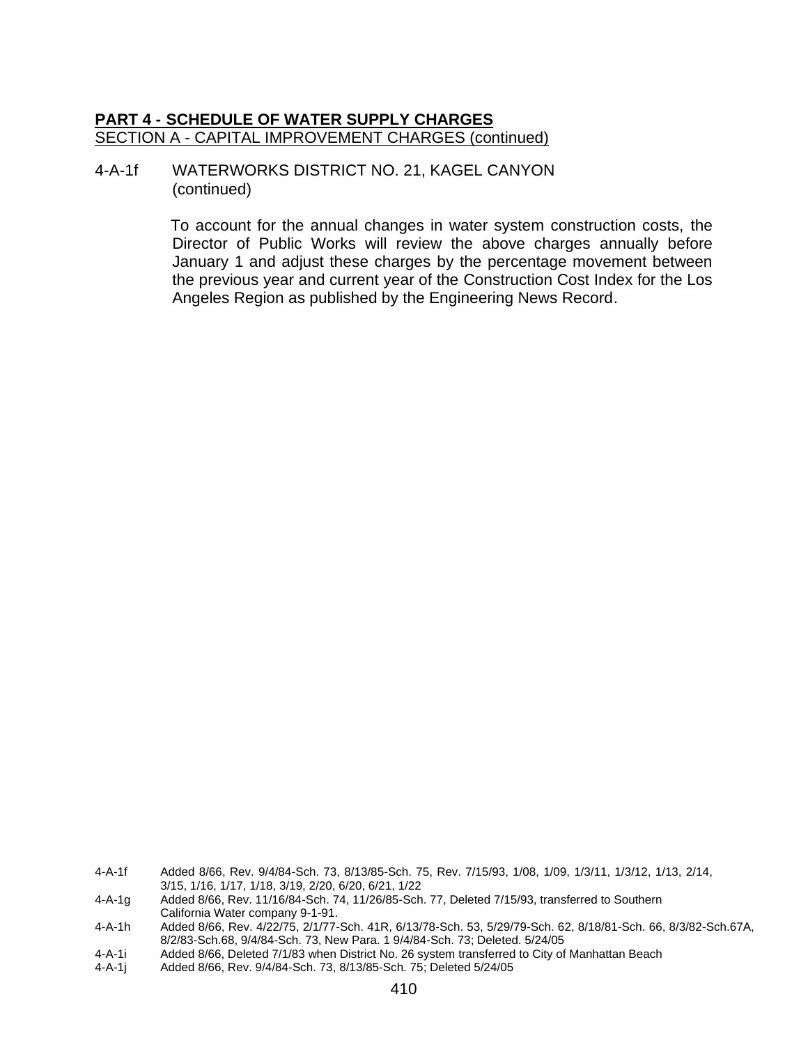**PART 4 - SCHEDULE OF WATER SUPPLY CHARGES**

SECTION A - CAPITAL IMPROVEMENT CHARGES (continued)

4-A-1f WATERWORKS DISTRICT NO. 21, KAGEL CANYON (continued)

To account for the annual changes in water system construction costs, the Director of Public Works will review the above charges annually before January 1 and adjust these charges by the percentage movement between the previous year and current year of the Construction Cost Index for the Los Angeles Region as published by the Engineering News Record.

4-A-1f Added 8/66, Rev. 9/4/84-Sch. 73, 8/13/85-Sch. 75, Rev. 7/15/93, 1/08, 1/09, 1/3/11, 1/3/12, 1/13, 2/14, 3/15, 1/16, 1/17, 1/18, 3/19, 2/20, 6/20, 6/21, 1/22

4-A-1g Added 8/66, Rev. 11/16/84-Sch. 74, 11/26/85-Sch. 77, Deleted 7/15/93, transferred to Southern California Water company 9-1-91.

4-A-1h Added 8/66, Rev. 4/22/75, 2/1/77-Sch. 41R, 6/13/78-Sch. 53, 5/29/79-Sch. 62, 8/18/81-Sch. 66, 8/3/82-Sch.67A, 8/2/83-Sch.68, 9/4/84-Sch. 73, New Para. 1 9/4/84-Sch. 73; Deleted. 5/24/05

4-A-1i Added 8/66, Deleted 7/1/83 when District No. 26 system transferred to City of Manhattan Beach

4-A-1j Added 8/66, Rev. 9/4/84-Sch. 73, 8/13/85-Sch. 75; Deleted 5/24/05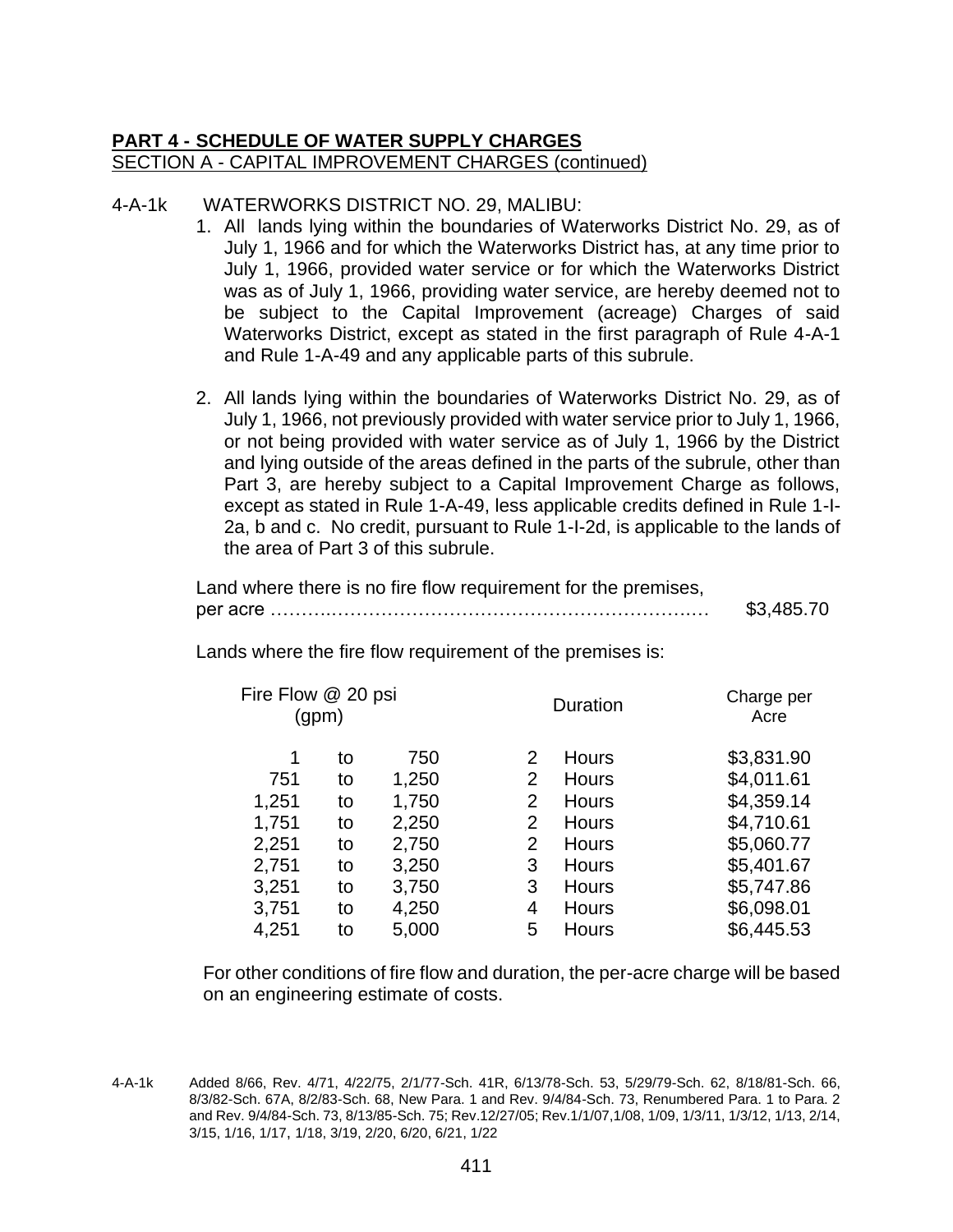**PART 4 - SCHEDULE OF WATER SUPPLY CHARGES**

SECTION A - CAPITAL IMPROVEMENT CHARGES (continued)

4-A-1k WATERWORKS DISTRICT NO. 29, MALIBU:

1. All lands lying within the boundaries of Waterworks District No. 29, as of July 1, 1966 and for which the Waterworks District has, at any time prior to July 1, 1966, provided water service or for which the Waterworks District was as of July 1, 1966, providing water service, are hereby deemed not to be subject to the Capital Improvement (acreage) Charges of said Waterworks District, except as stated in the first paragraph of Rule 4-A-1 and Rule 1-A-49 and any applicable parts of this subrule.

2. All lands lying within the boundaries of Waterworks District No. 29, as of July 1, 1966, not previously provided with water service prior to July 1, 1966, or not being provided with water service as of July 1, 1966 by the District and lying outside of the areas defined in the parts of the subrule, other than Part 3, are hereby subject to a Capital Improvement Charge as follows, except as stated in Rule 1-A-49, less applicable credits defined in Rule 1-I-2a, b and c. No credit, pursuant to Rule 1-I-2d, is applicable to the lands of the area of Part 3 of this subrule.

Land where there is no fire flow requirement for the premises, per acre ………………………………………………………………… $3,485.70

Lands where the fire flow requirement of the premises is:

| Fire Flow @ 20 psi (gpm) | | | Duration | | Charge per Acre |
|---|---|---|---|---|---|
| 1 | to | 750 | 2 | Hours | $3,831.90 |
| 751 | to | 1,250 | 2 | Hours | $4,011.61 |
| 1,251 | to | 1,750 | 2 | Hours | $4,359.14 |
| 1,751 | to | 2,250 | 2 | Hours | $4,710.61 |
| 2,251 | to | 2,750 | 2 | Hours | $5,060.77 |
| 2,751 | to | 3,250 | 3 | Hours | $5,401.67 |
| 3,251 | to | 3,750 | 3 | Hours | $5,747.86 |
| 3,751 | to | 4,250 | 4 | Hours | $6,098.01 |
| 4,251 | to | 5,000 | 5 | Hours | $6,445.53 |

For other conditions of fire flow and duration, the per-acre charge will be based on an engineering estimate of costs.

4-A-1k Added 8/66, Rev. 4/71, 4/22/75, 2/1/77-Sch. 41R, 6/13/78-Sch. 53, 5/29/79-Sch. 62, 8/18/81-Sch. 66, 8/3/82-Sch. 67A, 8/2/83-Sch. 68, New Para. 1 and Rev. 9/4/84-Sch. 73, Renumbered Para. 1 to Para. 2 and Rev. 9/4/84-Sch. 73, 8/13/85-Sch. 75; Rev.12/27/05; Rev.1/1/07,1/08, 1/09, 1/3/11, 1/3/12, 1/13, 2/14, 3/15, 1/16, 1/17, 1/18, 3/19, 2/20, 6/20, 6/21, 1/22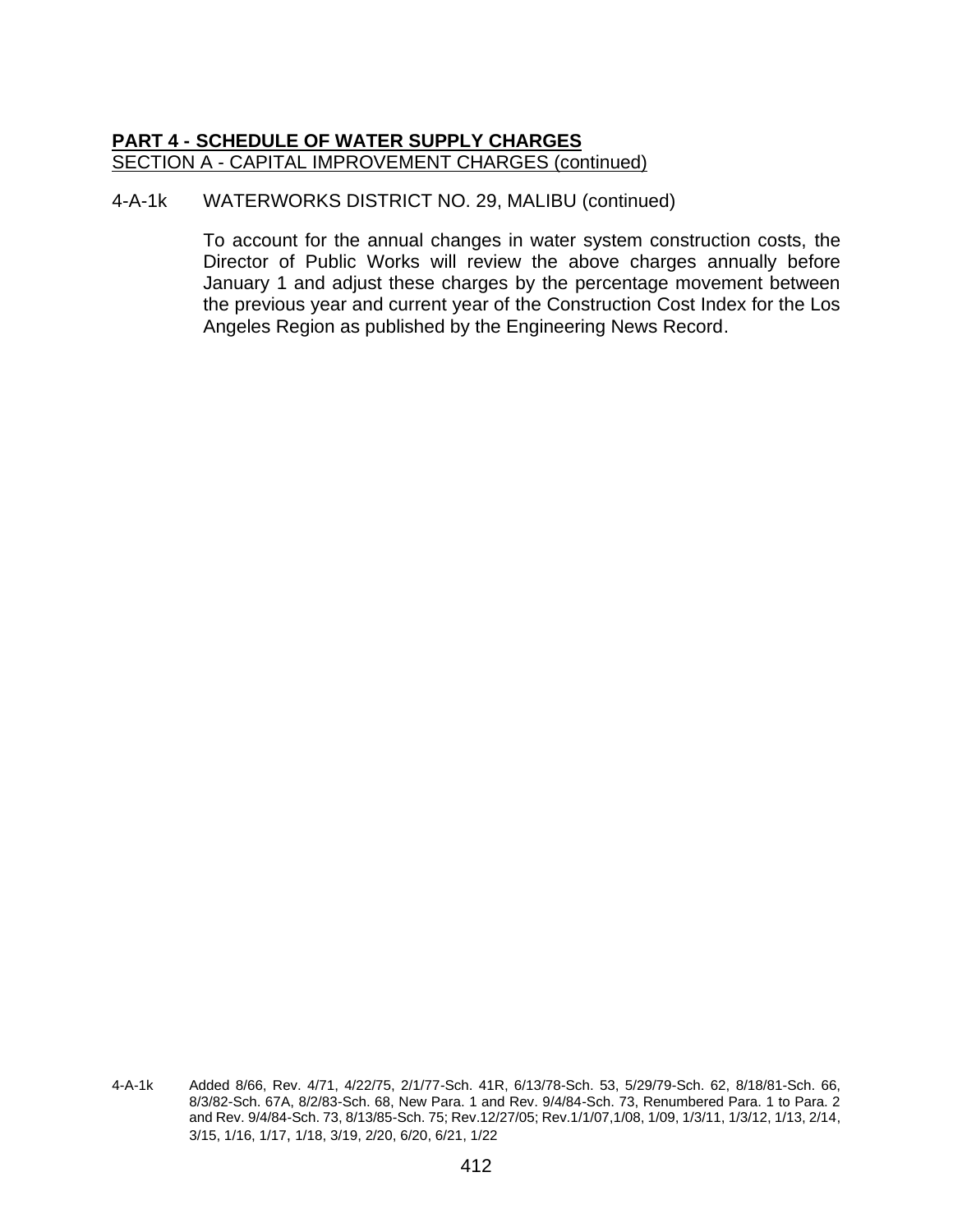**PART 4 - SCHEDULE OF WATER SUPPLY CHARGES**

SECTION A - CAPITAL IMPROVEMENT CHARGES (continued)

4-A-1k WATERWORKS DISTRICT NO. 29, MALIBU (continued)

To account for the annual changes in water system construction costs, the Director of Public Works will review the above charges annually before January 1 and adjust these charges by the percentage movement between the previous year and current year of the Construction Cost Index for the Los Angeles Region as published by the Engineering News Record.

4-A-1k Added 8/66, Rev. 4/71, 4/22/75, 2/1/77-Sch. 41R, 6/13/78-Sch. 53, 5/29/79-Sch. 62, 8/18/81-Sch. 66, 8/3/82-Sch. 67A, 8/2/83-Sch. 68, New Para. 1 and Rev. 9/4/84-Sch. 73, Renumbered Para. 1 to Para. 2 and Rev. 9/4/84-Sch. 73, 8/13/85-Sch. 75; Rev.12/27/05; Rev.1/1/07,1/08, 1/09, 1/3/11, 1/3/12, 1/13, 2/14, 3/15, 1/16, 1/17, 1/18, 3/19, 2/20, 6/20, 6/21, 1/22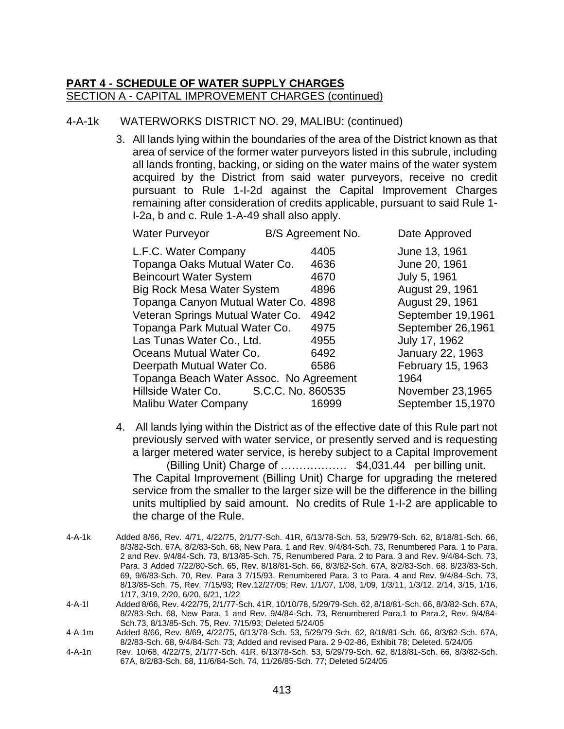**PART 4 - SCHEDULE OF WATER SUPPLY CHARGES**

SECTION A - CAPITAL IMPROVEMENT CHARGES (continued)

4-A-1k WATERWORKS DISTRICT NO. 29, MALIBU: (continued)

3. All lands lying within the boundaries of the area of the District known as that area of service of the former water purveyors listed in this subrule, including all lands fronting, backing, or siding on the water mains of the water system acquired by the District from said water purveyors, receive no credit pursuant to Rule 1-I-2d against the Capital Improvement Charges remaining after consideration of credits applicable, pursuant to said Rule 1-I-2a, b and c. Rule 1-A-49 shall also apply.

| Water Purveyor | B/S Agreement No. | Date Approved |
|---|---|---|
| L.F.C. Water Company | 4405 | June 13, 1961 |
| Topanga Oaks Mutual Water Co. | 4636 | June 20, 1961 |
| Beincourt Water System | 4670 | July 5, 1961 |
| Big Rock Mesa Water System | 4896 | August 29, 1961 |
| Topanga Canyon Mutual Water Co. | 4898 | August 29, 1961 |
| Veteran Springs Mutual Water Co. | 4942 | September 19,1961 |
| Topanga Park Mutual Water Co. | 4975 | September 26,1961 |
| Las Tunas Water Co., Ltd. | 4955 | July 17, 1962 |
| Oceans Mutual Water Co. | 6492 | January 22, 1963 |
| Deerpath Mutual Water Co. | 6586 | February 15, 1963 |
| Topanga Beach Water Assoc. | No Agreement | 1964 |
| Hillside Water Co. | S.C.C. No. 860535 | November 23,1965 |
| Malibu Water Company | 16999 | September 15,1970 |

4. All lands lying within the District as of the effective date of this Rule part not previously served with water service, or presently served and is requesting a larger metered water service, is hereby subject to a Capital Improvement (Billing Unit) Charge of ……………… $4,031.44 per billing unit. The Capital Improvement (Billing Unit) Charge for upgrading the metered service from the smaller to the larger size will be the difference in the billing units multiplied by said amount. No credits of Rule 1-I-2 are applicable to the charge of the Rule.

4-A-1k Added 8/66, Rev. 4/71, 4/22/75, 2/1/77-Sch. 41R, 6/13/78-Sch. 53, 5/29/79-Sch. 62, 8/18/81-Sch. 66, 8/3/82-Sch. 67A, 8/2/83-Sch. 68, New Para. 1 and Rev. 9/4/84-Sch. 73, Renumbered Para. 1 to Para. 2 and Rev. 9/4/84-Sch. 73, 8/13/85-Sch. 75, Renumbered Para. 2 to Para. 3 and Rev. 9/4/84-Sch. 73, Para. 3 Added 7/22/80-Sch. 65, Rev. 8/18/81-Sch. 66, 8/3/82-Sch. 67A, 8/2/83-Sch. 68. 8/23/83-Sch. 69, 9/6/83-Sch. 70, Rev. Para 3 7/15/93, Renumbered Para. 3 to Para. 4 and Rev. 9/4/84-Sch. 73, 8/13/85-Sch. 75, Rev. 7/15/93; Rev.12/27/05; Rev. 1/1/07, 1/08, 1/09, 1/3/11, 1/3/12, 2/14, 3/15, 1/16, 1/17, 3/19, 2/20, 6/20, 6/21, 1/22

4-A-1l Added 8/66, Rev. 4/22/75, 2/1/77-Sch. 41R, 10/10/78, 5/29/79-Sch. 62, 8/18/81-Sch. 66, 8/3/82-Sch. 67A, 8/2/83-Sch. 68, New Para. 1 and Rev. 9/4/84-Sch. 73, Renumbered Para.1 to Para.2, Rev. 9/4/84-Sch.73, 8/13/85-Sch. 75, Rev. 7/15/93; Deleted 5/24/05

4-A-1m Added 8/66, Rev. 8/69, 4/22/75, 6/13/78-Sch. 53, 5/29/79-Sch. 62, 8/18/81-Sch. 66, 8/3/82-Sch. 67A, 8/2/83-Sch. 68, 9/4/84-Sch. 73; Added and revised Para. 2 9-02-86, Exhibit 78; Deleted. 5/24/05

4-A-1n Rev. 10/68, 4/22/75, 2/1/77-Sch. 41R, 6/13/78-Sch. 53, 5/29/79-Sch. 62, 8/18/81-Sch. 66, 8/3/82-Sch. 67A, 8/2/83-Sch. 68, 11/6/84-Sch. 74, 11/26/85-Sch. 77; Deleted 5/24/05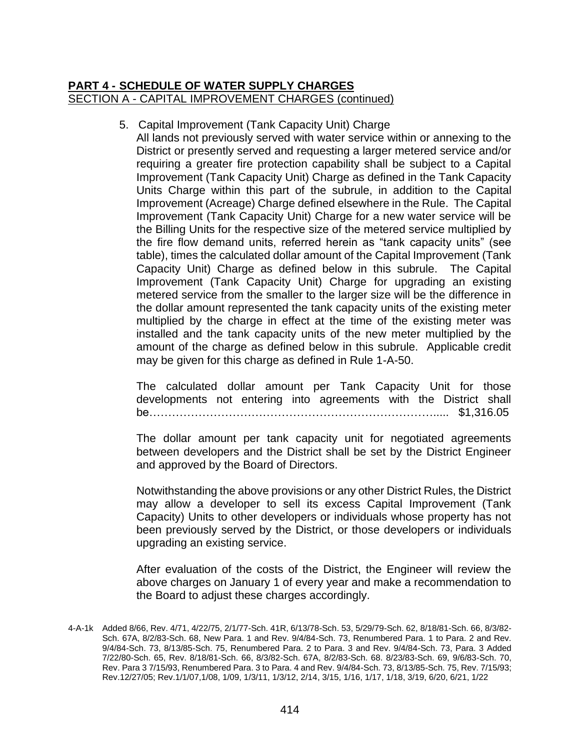**PART 4 - SCHEDULE OF WATER SUPPLY CHARGES**
SECTION A - CAPITAL IMPROVEMENT CHARGES (continued)

5. Capital Improvement (Tank Capacity Unit) Charge
   All lands not previously served with water service within or annexing to the District or presently served and requesting a larger metered service and/or requiring a greater fire protection capability shall be subject to a Capital Improvement (Tank Capacity Unit) Charge as defined in the Tank Capacity Units Charge within this part of the subrule, in addition to the Capital Improvement (Acreage) Charge defined elsewhere in the Rule. The Capital Improvement (Tank Capacity Unit) Charge for a new water service will be the Billing Units for the respective size of the metered service multiplied by the fire flow demand units, referred herein as "tank capacity units" (see table), times the calculated dollar amount of the Capital Improvement (Tank Capacity Unit) Charge as defined below in this subrule. The Capital Improvement (Tank Capacity Unit) Charge for upgrading an existing metered service from the smaller to the larger size will be the difference in the dollar amount represented the tank capacity units of the existing meter multiplied by the charge in effect at the time of the existing meter was installed and the tank capacity units of the new meter multiplied by the amount of the charge as defined below in this subrule. Applicable credit may be given for this charge as defined in Rule 1-A-50.

   The calculated dollar amount per Tank Capacity Unit for those developments not entering into agreements with the District shall be………………………………………………………………..... $1,316.05

   The dollar amount per tank capacity unit for negotiated agreements between developers and the District shall be set by the District Engineer and approved by the Board of Directors.

   Notwithstanding the above provisions or any other District Rules, the District may allow a developer to sell its excess Capital Improvement (Tank Capacity) Units to other developers or individuals whose property has not been previously served by the District, or those developers or individuals upgrading an existing service.

   After evaluation of the costs of the District, the Engineer will review the above charges on January 1 of every year and make a recommendation to the Board to adjust these charges accordingly.

4-A-1k Added 8/66, Rev. 4/71, 4/22/75, 2/1/77-Sch. 41R, 6/13/78-Sch. 53, 5/29/79-Sch. 62, 8/18/81-Sch. 66, 8/3/82-Sch. 67A, 8/2/83-Sch. 68, New Para. 1 and Rev. 9/4/84-Sch. 73, Renumbered Para. 1 to Para. 2 and Rev. 9/4/84-Sch. 73, 8/13/85-Sch. 75, Renumbered Para. 2 to Para. 3 and Rev. 9/4/84-Sch. 73, Para. 3 Added 7/22/80-Sch. 65, Rev. 8/18/81-Sch. 66, 8/3/82-Sch. 67A, 8/2/83-Sch. 68. 8/23/83-Sch. 69, 9/6/83-Sch. 70, Rev. Para 3 7/15/93, Renumbered Para. 3 to Para. 4 and Rev. 9/4/84-Sch. 73, 8/13/85-Sch. 75, Rev. 7/15/93; Rev.12/27/05; Rev.1/1/07,1/08, 1/09, 1/3/11, 1/3/12, 2/14, 3/15, 1/16, 1/17, 1/18, 3/19, 6/20, 6/21, 1/22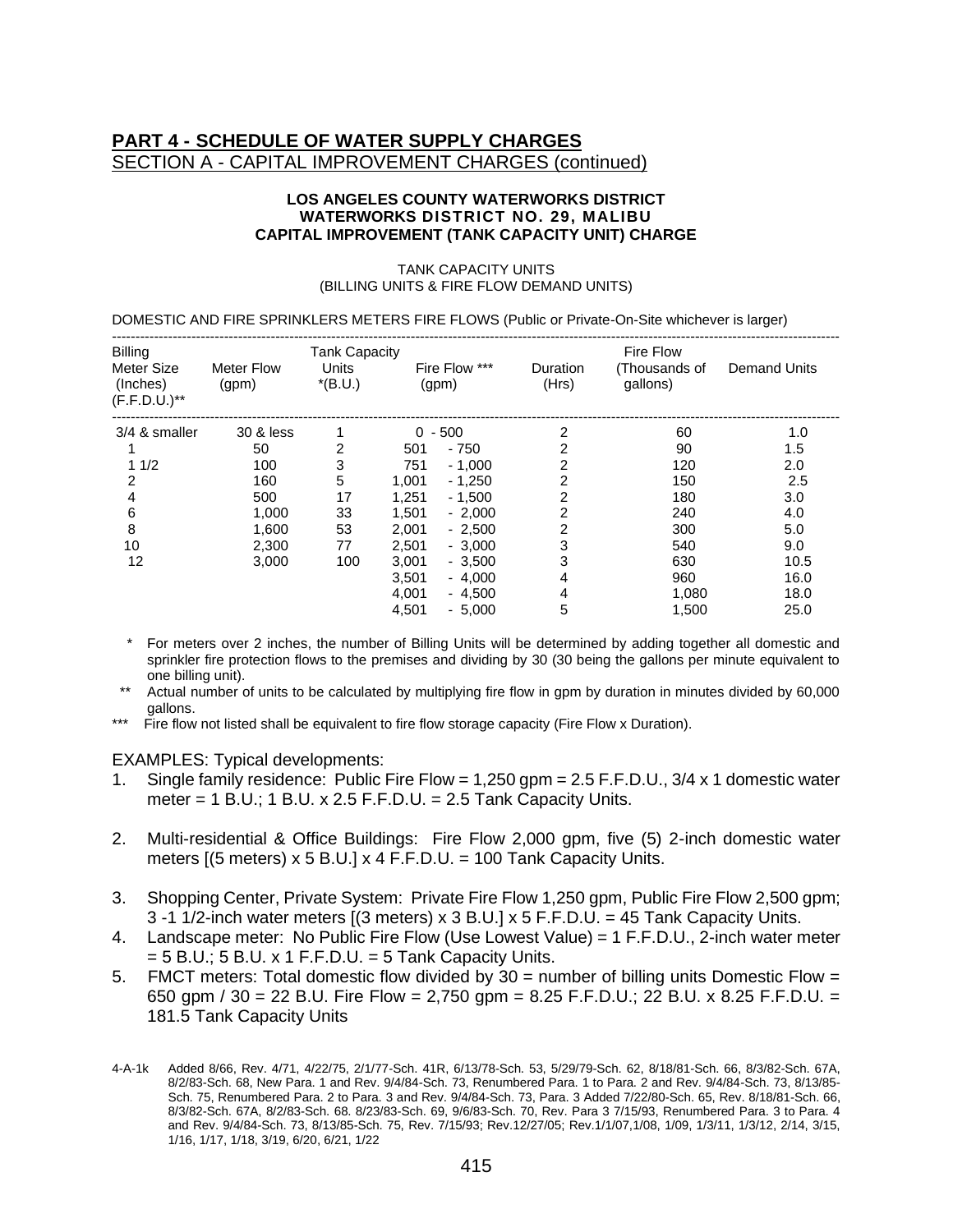## PART 4 - SCHEDULE OF WATER SUPPLY CHARGES

SECTION A - CAPITAL IMPROVEMENT CHARGES (continued)

### LOS ANGELES COUNTY WATERWORKS DISTRICT
### WATERWORKS DISTRICT NO. 29, MALIBU
### CAPITAL IMPROVEMENT (TANK CAPACITY UNIT) CHARGE

TANK CAPACITY UNITS
(BILLING UNITS & FIRE FLOW DEMAND UNITS)

DOMESTIC AND FIRE SPRINKLERS METERS FIRE FLOWS (Public or Private-On-Site whichever is larger)

| Billing Meter Size (Inches) (F.F.D.U.)** | Meter Flow (gpm) | Tank Capacity Units *(B.U.) | Fire Flow *** (gpm) | Duration (Hrs) | Fire Flow (Thousands of gallons) | Demand Units |
|---|---|---|---|---|---|---|
| 3/4 & smaller | 30 & less | 1 | 0 - 500 | 2 | 60 | 1.0 |
| 1 | 50 | 2 | 501 - 750 | 2 | 90 | 1.5 |
| 1 1/2 | 100 | 3 | 751 - 1,000 | 2 | 120 | 2.0 |
| 2 | 160 | 5 | 1,001 - 1,250 | 2 | 150 | 2.5 |
| 4 | 500 | 17 | 1,251 - 1,500 | 2 | 180 | 3.0 |
| 6 | 1,000 | 33 | 1,501 - 2,000 | 2 | 240 | 4.0 |
| 8 | 1,600 | 53 | 2,001 - 2,500 | 2 | 300 | 5.0 |
| 10 | 2,300 | 77 | 2,501 - 3,000 | 3 | 540 | 9.0 |
| 12 | 3,000 | 100 | 3,001 - 3,500 | 3 | 630 | 10.5 |
| | | | 3,501 - 4,000 | 4 | 960 | 16.0 |
| | | | 4,001 - 4,500 | 4 | 1,080 | 18.0 |
| | | | 4,501 - 5,000 | 5 | 1,500 | 25.0 |

\* For meters over 2 inches, the number of Billing Units will be determined by adding together all domestic and sprinkler fire protection flows to the premises and dividing by 30 (30 being the gallons per minute equivalent to one billing unit).

\*\* Actual number of units to be calculated by multiplying fire flow in gpm by duration in minutes divided by 60,000 gallons.

\*\*\* Fire flow not listed shall be equivalent to fire flow storage capacity (Fire Flow x Duration).

EXAMPLES: Typical developments:

1. Single family residence: Public Fire Flow = 1,250 gpm = 2.5 F.F.D.U., 3/4 x 1 domestic water meter = 1 B.U.; 1 B.U. x 2.5 F.F.D.U. = 2.5 Tank Capacity Units.
2. Multi-residential & Office Buildings: Fire Flow 2,000 gpm, five (5) 2-inch domestic water meters [(5 meters) x 5 B.U.] x 4 F.F.D.U. = 100 Tank Capacity Units.
3. Shopping Center, Private System: Private Fire Flow 1,250 gpm, Public Fire Flow 2,500 gpm; 3 -1 1/2-inch water meters [(3 meters) x 3 B.U.] x 5 F.F.D.U. = 45 Tank Capacity Units.
4. Landscape meter: No Public Fire Flow (Use Lowest Value) = 1 F.F.D.U., 2-inch water meter = 5 B.U.; 5 B.U. x 1 F.F.D.U. = 5 Tank Capacity Units.
5. FMCT meters: Total domestic flow divided by 30 = number of billing units Domestic Flow = 650 gpm / 30 = 22 B.U. Fire Flow = 2,750 gpm = 8.25 F.F.D.U.; 22 B.U. x 8.25 F.F.D.U. = 181.5 Tank Capacity Units

4-A-1k Added 8/66, Rev. 4/71, 4/22/75, 2/1/77-Sch. 41R, 6/13/78-Sch. 53, 5/29/79-Sch. 62, 8/18/81-Sch. 66, 8/3/82-Sch. 67A, 8/2/83-Sch. 68, New Para. 1 and Rev. 9/4/84-Sch. 73, Renumbered Para. 1 to Para. 2 and Rev. 9/4/84-Sch. 73, 8/13/85-Sch. 75, Renumbered Para. 2 to Para. 3 and Rev. 9/4/84-Sch. 73, Para. 3 Added 7/22/80-Sch. 65, Rev. 8/18/81-Sch. 66, 8/3/82-Sch. 67A, 8/2/83-Sch. 68. 8/23/83-Sch. 69, 9/6/83-Sch. 70, Rev. Para 3 7/15/93, Renumbered Para. 3 to Para. 4 and Rev. 9/4/84-Sch. 73, 8/13/85-Sch. 75, Rev. 7/15/93; Rev.12/27/05; Rev.1/1/07,1/08, 1/09, 1/3/11, 1/3/12, 2/14, 3/15, 1/16, 1/17, 1/18, 3/19, 6/20, 6/21, 1/22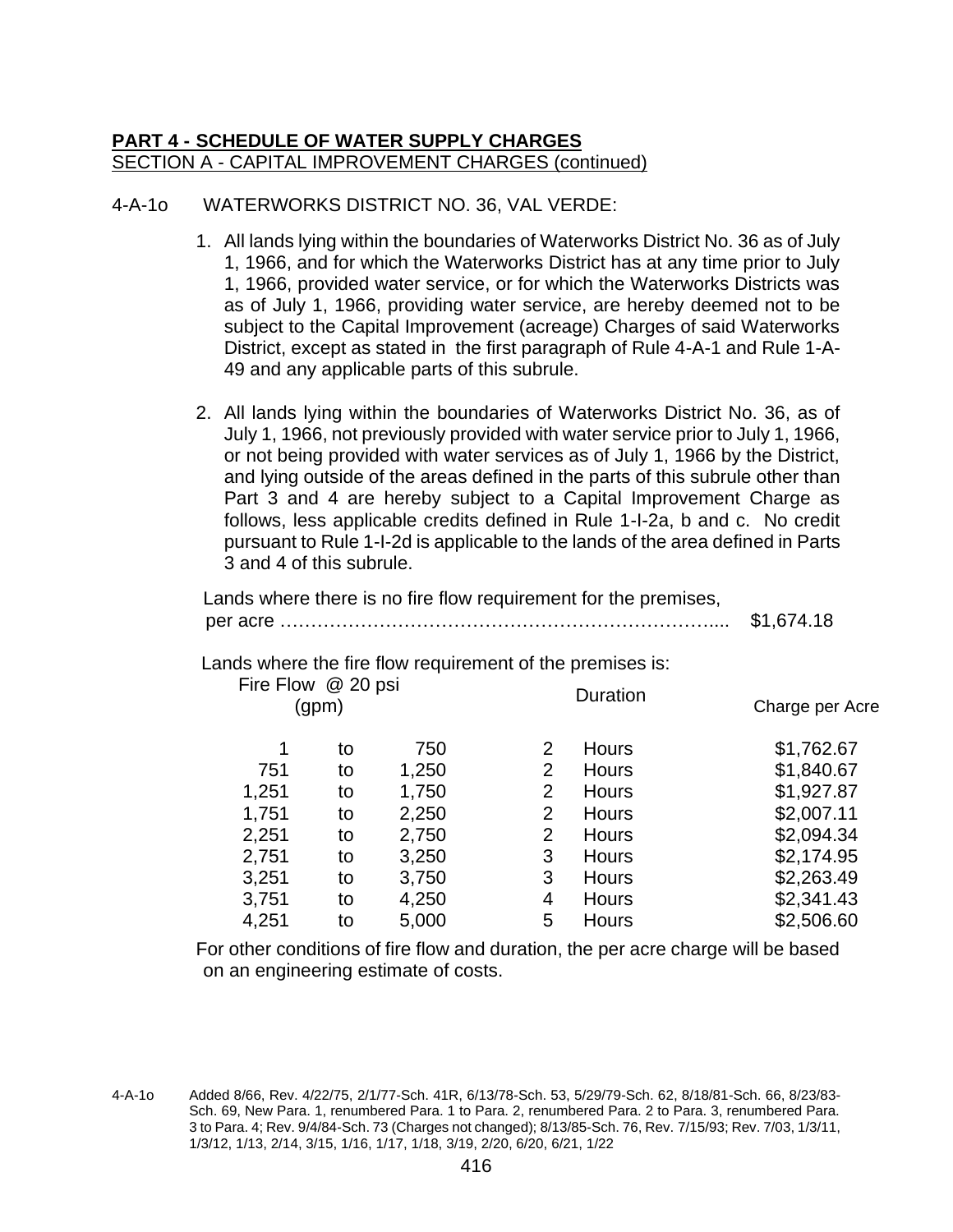**PART 4 - SCHEDULE OF WATER SUPPLY CHARGES**
SECTION A - CAPITAL IMPROVEMENT CHARGES (continued)

4-A-1o WATERWORKS DISTRICT NO. 36, VAL VERDE:

1. All lands lying within the boundaries of Waterworks District No. 36 as of July 1, 1966, and for which the Waterworks District has at any time prior to July 1, 1966, provided water service, or for which the Waterworks Districts was as of July 1, 1966, providing water service, are hereby deemed not to be subject to the Capital Improvement (acreage) Charges of said Waterworks District, except as stated in the first paragraph of Rule 4-A-1 and Rule 1-A-49 and any applicable parts of this subrule.

2. All lands lying within the boundaries of Waterworks District No. 36, as of July 1, 1966, not previously provided with water service prior to July 1, 1966, or not being provided with water services as of July 1, 1966 by the District, and lying outside of the areas defined in the parts of this subrule other than Part 3 and 4 are hereby subject to a Capital Improvement Charge as follows, less applicable credits defined in Rule 1-I-2a, b and c. No credit pursuant to Rule 1-I-2d is applicable to the lands of the area defined in Parts 3 and 4 of this subrule.

   Lands where there is no fire flow requirement for the premises, per acre ……………………………………………………………... $1,674.18

   Lands where the fire flow requirement of the premises is:

| Fire Flow @ 20 psi (gpm) | | | Duration | | Charge per Acre |
|---|---|---|---|---|---|
| 1 | to | 750 | 2 | Hours | $1,762.67 |
| 751 | to | 1,250 | 2 | Hours | $1,840.67 |
| 1,251 | to | 1,750 | 2 | Hours | $1,927.87 |
| 1,751 | to | 2,250 | 2 | Hours | $2,007.11 |
| 2,251 | to | 2,750 | 2 | Hours | $2,094.34 |
| 2,751 | to | 3,250 | 3 | Hours | $2,174.95 |
| 3,251 | to | 3,750 | 3 | Hours | $2,263.49 |
| 3,751 | to | 4,250 | 4 | Hours | $2,341.43 |
| 4,251 | to | 5,000 | 5 | Hours | $2,506.60 |

   For other conditions of fire flow and duration, the per acre charge will be based on an engineering estimate of costs.

4-A-1o Added 8/66, Rev. 4/22/75, 2/1/77-Sch. 41R, 6/13/78-Sch. 53, 5/29/79-Sch. 62, 8/18/81-Sch. 66, 8/23/83-Sch. 69, New Para. 1, renumbered Para. 1 to Para. 2, renumbered Para. 2 to Para. 3, renumbered Para. 3 to Para. 4; Rev. 9/4/84-Sch. 73 (Charges not changed); 8/13/85-Sch. 76, Rev. 7/15/93; Rev. 7/03, 1/3/11, 1/3/12, 1/13, 2/14, 3/15, 1/16, 1/17, 1/18, 3/19, 2/20, 6/20, 6/21, 1/22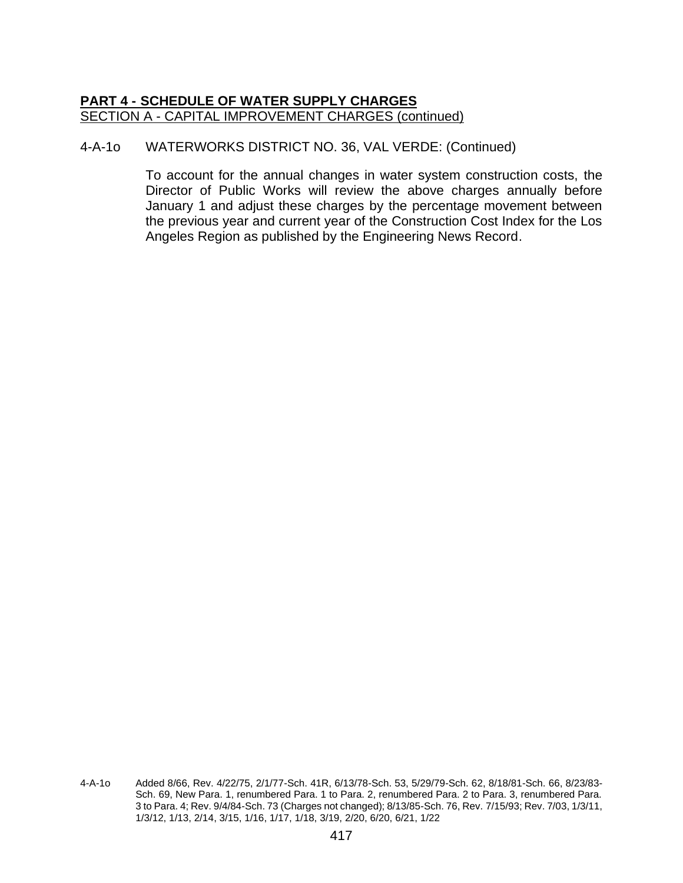**PART 4 - SCHEDULE OF WATER SUPPLY CHARGES**

SECTION A - CAPITAL IMPROVEMENT CHARGES (continued)

4-A-1o WATERWORKS DISTRICT NO. 36, VAL VERDE: (Continued)

To account for the annual changes in water system construction costs, the Director of Public Works will review the above charges annually before January 1 and adjust these charges by the percentage movement between the previous year and current year of the Construction Cost Index for the Los Angeles Region as published by the Engineering News Record.

4-A-1o Added 8/66, Rev. 4/22/75, 2/1/77-Sch. 41R, 6/13/78-Sch. 53, 5/29/79-Sch. 62, 8/18/81-Sch. 66, 8/23/83-Sch. 69, New Para. 1, renumbered Para. 1 to Para. 2, renumbered Para. 2 to Para. 3, renumbered Para. 3 to Para. 4; Rev. 9/4/84-Sch. 73 (Charges not changed); 8/13/85-Sch. 76, Rev. 7/15/93; Rev. 7/03, 1/3/11, 1/3/12, 1/13, 2/14, 3/15, 1/16, 1/17, 1/18, 3/19, 2/20, 6/20, 6/21, 1/22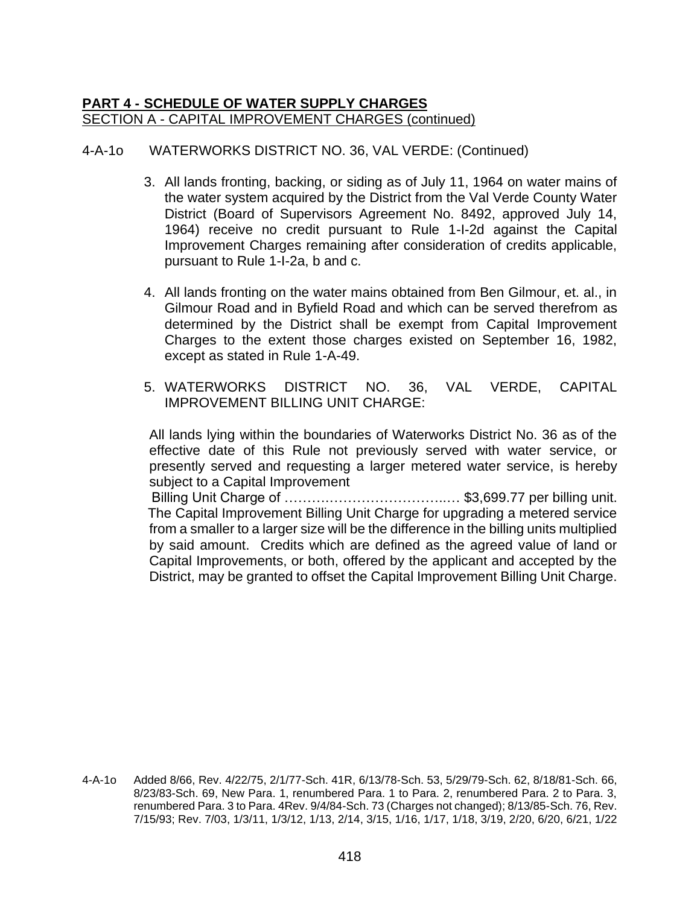**PART 4 - SCHEDULE OF WATER SUPPLY CHARGES**

SECTION A - CAPITAL IMPROVEMENT CHARGES (continued)

4-A-1o WATERWORKS DISTRICT NO. 36, VAL VERDE: (Continued)

3. All lands fronting, backing, or siding as of July 11, 1964 on water mains of the water system acquired by the District from the Val Verde County Water District (Board of Supervisors Agreement No. 8492, approved July 14, 1964) receive no credit pursuant to Rule 1-I-2d against the Capital Improvement Charges remaining after consideration of credits applicable, pursuant to Rule 1-I-2a, b and c.

4. All lands fronting on the water mains obtained from Ben Gilmour, et. al., in Gilmour Road and in Byfield Road and which can be served therefrom as determined by the District shall be exempt from Capital Improvement Charges to the extent those charges existed on September 16, 1982, except as stated in Rule 1-A-49.

5. WATERWORKS DISTRICT NO. 36, VAL VERDE, CAPITAL IMPROVEMENT BILLING UNIT CHARGE:

All lands lying within the boundaries of Waterworks District No. 36 as of the effective date of this Rule not previously served with water service, or presently served and requesting a larger metered water service, is hereby subject to a Capital Improvement Billing Unit Charge of ……….……………………..… $3,699.77 per billing unit. The Capital Improvement Billing Unit Charge for upgrading a metered service from a smaller to a larger size will be the difference in the billing units multiplied by said amount. Credits which are defined as the agreed value of land or Capital Improvements, or both, offered by the applicant and accepted by the District, may be granted to offset the Capital Improvement Billing Unit Charge.

4-A-1o Added 8/66, Rev. 4/22/75, 2/1/77-Sch. 41R, 6/13/78-Sch. 53, 5/29/79-Sch. 62, 8/18/81-Sch. 66, 8/23/83-Sch. 69, New Para. 1, renumbered Para. 1 to Para. 2, renumbered Para. 2 to Para. 3, renumbered Para. 3 to Para. 4Rev. 9/4/84-Sch. 73 (Charges not changed); 8/13/85-Sch. 76, Rev. 7/15/93; Rev. 7/03, 1/3/11, 1/3/12, 1/13, 2/14, 3/15, 1/16, 1/17, 1/18, 3/19, 2/20, 6/20, 6/21, 1/22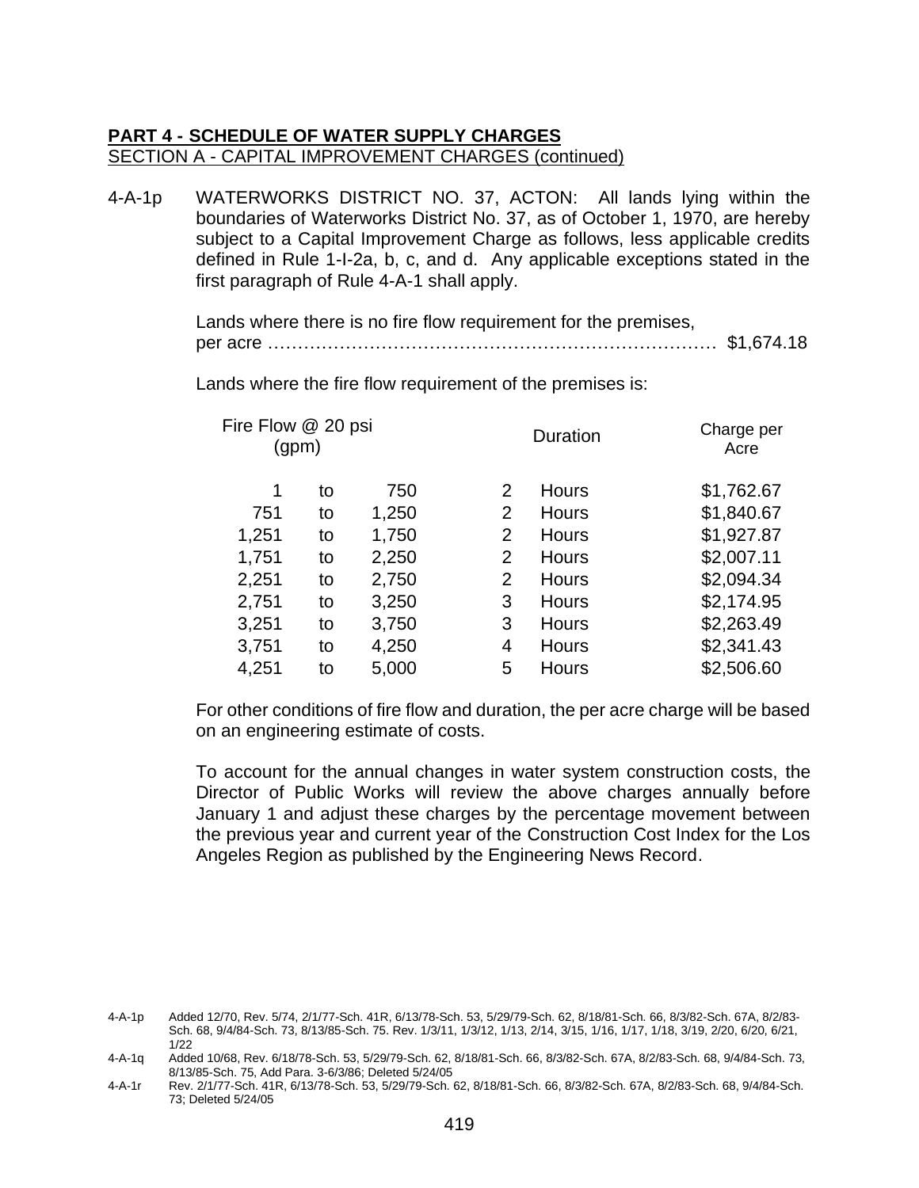**PART 4 - SCHEDULE OF WATER SUPPLY CHARGES**

SECTION A - CAPITAL IMPROVEMENT CHARGES (continued)

4-A-1p WATERWORKS DISTRICT NO. 37, ACTON: All lands lying within the boundaries of Waterworks District No. 37, as of October 1, 1970, are hereby subject to a Capital Improvement Charge as follows, less applicable credits defined in Rule 1-I-2a, b, c, and d. Any applicable exceptions stated in the first paragraph of Rule 4-A-1 shall apply.

Lands where there is no fire flow requirement for the premises, per acre ………………………………………………………………… $1,674.18

Lands where the fire flow requirement of the premises is:

| Fire Flow @ 20 psi (gpm) | | | Duration | | Charge per Acre |
|---|---|---|---|---|---|
| 1 | to | 750 | 2 | Hours | $1,762.67 |
| 751 | to | 1,250 | 2 | Hours | $1,840.67 |
| 1,251 | to | 1,750 | 2 | Hours | $1,927.87 |
| 1,751 | to | 2,250 | 2 | Hours | $2,007.11 |
| 2,251 | to | 2,750 | 2 | Hours | $2,094.34 |
| 2,751 | to | 3,250 | 3 | Hours | $2,174.95 |
| 3,251 | to | 3,750 | 3 | Hours | $2,263.49 |
| 3,751 | to | 4,250 | 4 | Hours | $2,341.43 |
| 4,251 | to | 5,000 | 5 | Hours | $2,506.60 |

For other conditions of fire flow and duration, the per acre charge will be based on an engineering estimate of costs.

To account for the annual changes in water system construction costs, the Director of Public Works will review the above charges annually before January 1 and adjust these charges by the percentage movement between the previous year and current year of the Construction Cost Index for the Los Angeles Region as published by the Engineering News Record.

4-A-1p Added 12/70, Rev. 5/74, 2/1/77-Sch. 41R, 6/13/78-Sch. 53, 5/29/79-Sch. 62, 8/18/81-Sch. 66, 8/3/82-Sch. 67A, 8/2/83-Sch. 68, 9/4/84-Sch. 73, 8/13/85-Sch. 75. Rev. 1/3/11, 1/3/12, 1/13, 2/14, 3/15, 1/16, 1/17, 1/18, 3/19, 2/20, 6/20, 6/21, 1/22

4-A-1q Added 10/68, Rev. 6/18/78-Sch. 53, 5/29/79-Sch. 62, 8/18/81-Sch. 66, 8/3/82-Sch. 67A, 8/2/83-Sch. 68, 9/4/84-Sch. 73, 8/13/85-Sch. 75, Add Para. 3-6/3/86; Deleted 5/24/05

4-A-1r Rev. 2/1/77-Sch. 41R, 6/13/78-Sch. 53, 5/29/79-Sch. 62, 8/18/81-Sch. 66, 8/3/82-Sch. 67A, 8/2/83-Sch. 68, 9/4/84-Sch. 73; Deleted 5/24/05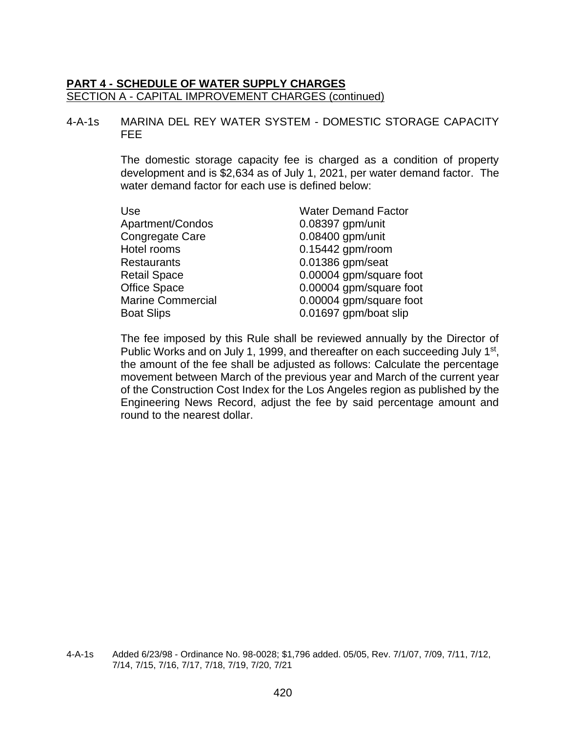**PART 4 - SCHEDULE OF WATER SUPPLY CHARGES**

SECTION A - CAPITAL IMPROVEMENT CHARGES (continued)

4-A-1s MARINA DEL REY WATER SYSTEM - DOMESTIC STORAGE CAPACITY FEE

The domestic storage capacity fee is charged as a condition of property development and is $2,634 as of July 1, 2021, per water demand factor. The water demand factor for each use is defined below:

| Use | Water Demand Factor |
|---|---|
| Apartment/Condos | 0.08397 gpm/unit |
| Congregate Care | 0.08400 gpm/unit |
| Hotel rooms | 0.15442 gpm/room |
| Restaurants | 0.01386 gpm/seat |
| Retail Space | 0.00004 gpm/square foot |
| Office Space | 0.00004 gpm/square foot |
| Marine Commercial | 0.00004 gpm/square foot |
| Boat Slips | 0.01697 gpm/boat slip |

The fee imposed by this Rule shall be reviewed annually by the Director of Public Works and on July 1, 1999, and thereafter on each succeeding July 1st, the amount of the fee shall be adjusted as follows: Calculate the percentage movement between March of the previous year and March of the current year of the Construction Cost Index for the Los Angeles region as published by the Engineering News Record, adjust the fee by said percentage amount and round to the nearest dollar.

4-A-1s Added 6/23/98 - Ordinance No. 98-0028; $1,796 added. 05/05, Rev. 7/1/07, 7/09, 7/11, 7/12, 7/14, 7/15, 7/16, 7/17, 7/18, 7/19, 7/20, 7/21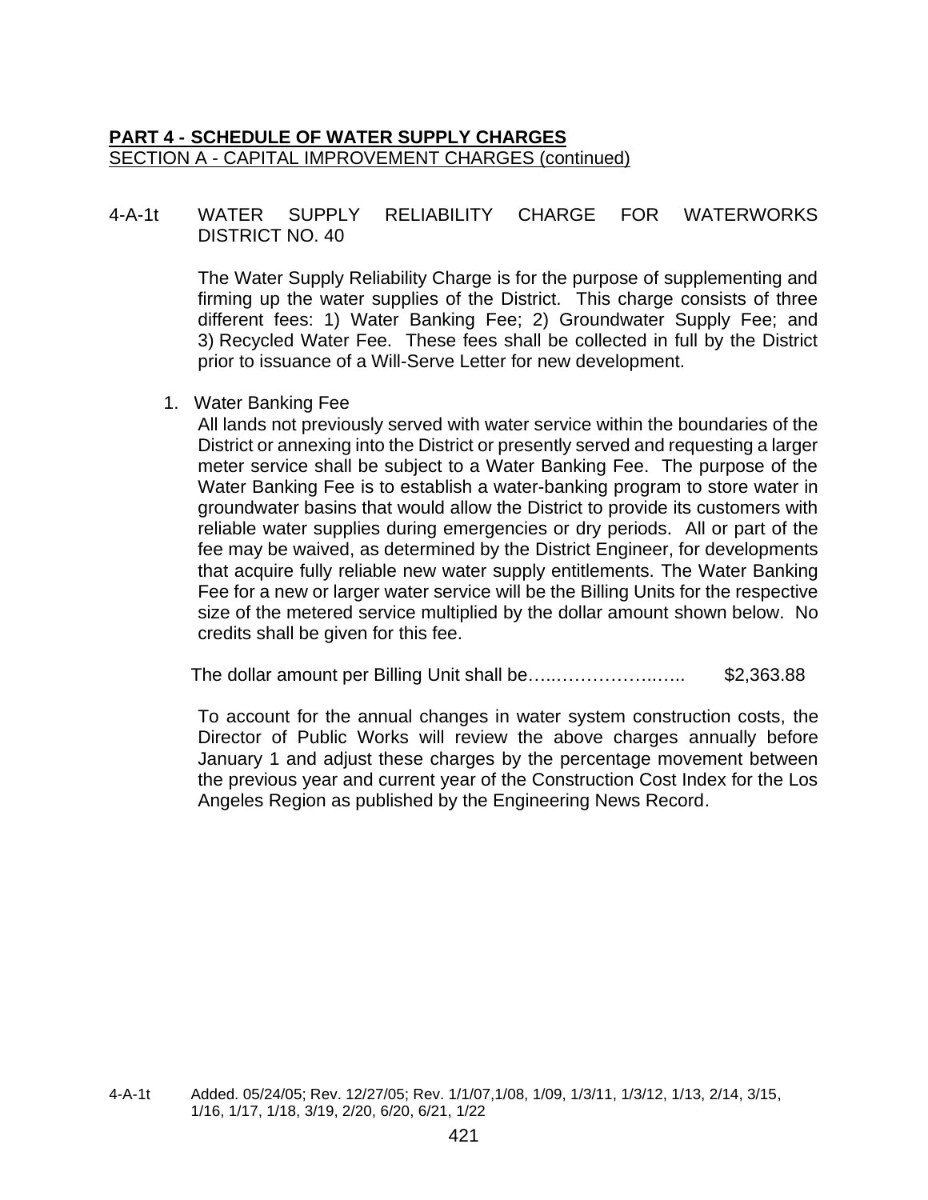**PART 4 - SCHEDULE OF WATER SUPPLY CHARGES**
SECTION A - CAPITAL IMPROVEMENT CHARGES (continued)

4-A-1t WATER SUPPLY RELIABILITY CHARGE FOR WATERWORKS DISTRICT NO. 40

The Water Supply Reliability Charge is for the purpose of supplementing and firming up the water supplies of the District. This charge consists of three different fees: 1) Water Banking Fee; 2) Groundwater Supply Fee; and 3) Recycled Water Fee. These fees shall be collected in full by the District prior to issuance of a Will-Serve Letter for new development.

1. Water Banking Fee

   All lands not previously served with water service within the boundaries of the District or annexing into the District or presently served and requesting a larger meter service shall be subject to a Water Banking Fee. The purpose of the Water Banking Fee is to establish a water-banking program to store water in groundwater basins that would allow the District to provide its customers with reliable water supplies during emergencies or dry periods. All or part of the fee may be waived, as determined by the District Engineer, for developments that acquire fully reliable new water supply entitlements. The Water Banking Fee for a new or larger water service will be the Billing Units for the respective size of the metered service multiplied by the dollar amount shown below. No credits shall be given for this fee.

   The dollar amount per Billing Unit shall be…..………………..….. $2,363.88

   To account for the annual changes in water system construction costs, the Director of Public Works will review the above charges annually before January 1 and adjust these charges by the percentage movement between the previous year and current year of the Construction Cost Index for the Los Angeles Region as published by the Engineering News Record.

4-A-1t Added. 05/24/05; Rev. 12/27/05; Rev. 1/1/07,1/08, 1/09, 1/3/11, 1/3/12, 1/13, 2/14, 3/15, 1/16, 1/17, 1/18, 3/19, 2/20, 6/20, 6/21, 1/22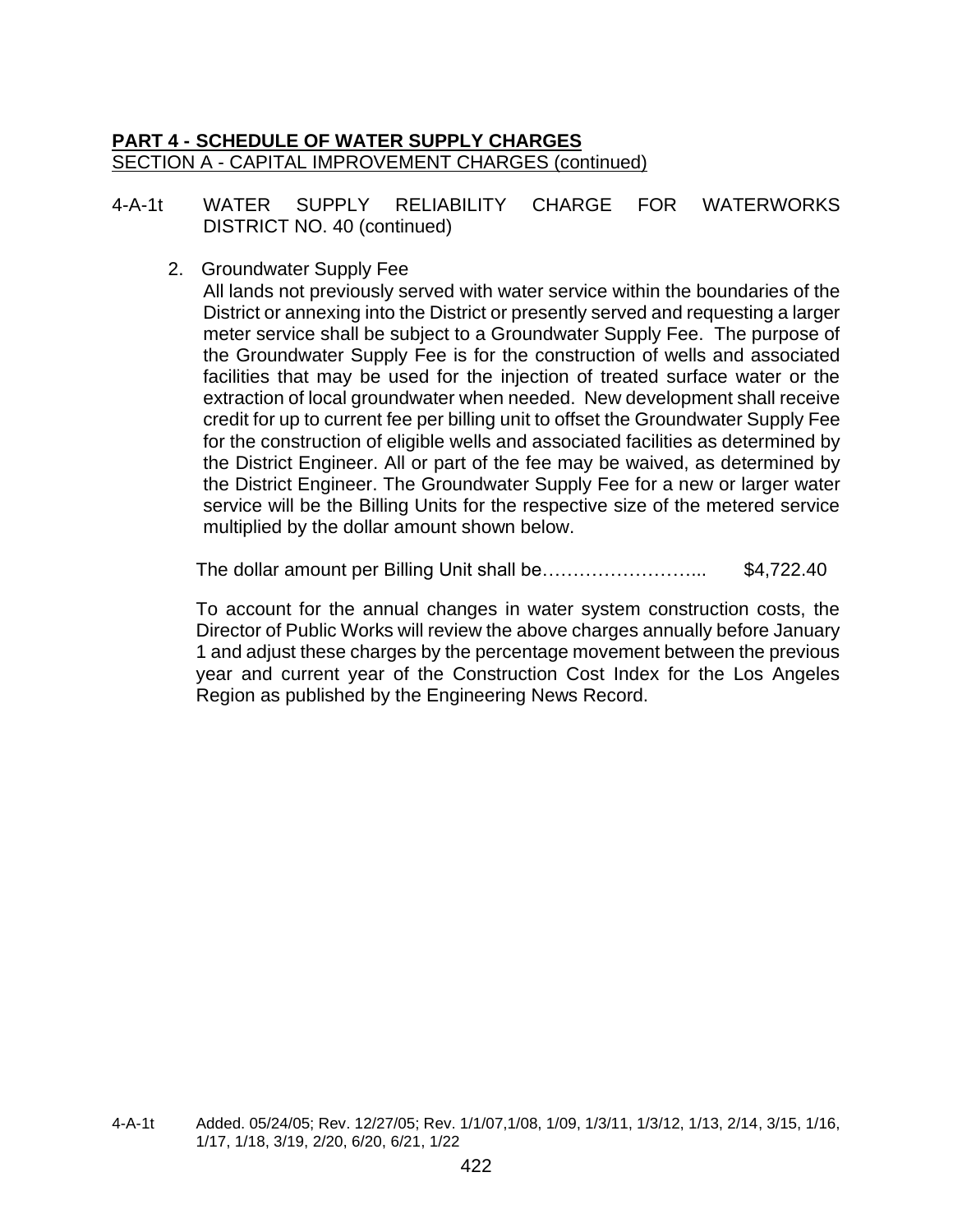**PART 4 - SCHEDULE OF WATER SUPPLY CHARGES**
SECTION A - CAPITAL IMPROVEMENT CHARGES (continued)

4-A-1t WATER SUPPLY RELIABILITY CHARGE FOR WATERWORKS DISTRICT NO. 40 (continued)

2. Groundwater Supply Fee

   All lands not previously served with water service within the boundaries of the District or annexing into the District or presently served and requesting a larger meter service shall be subject to a Groundwater Supply Fee. The purpose of the Groundwater Supply Fee is for the construction of wells and associated facilities that may be used for the injection of treated surface water or the extraction of local groundwater when needed. New development shall receive credit for up to current fee per billing unit to offset the Groundwater Supply Fee for the construction of eligible wells and associated facilities as determined by the District Engineer. All or part of the fee may be waived, as determined by the District Engineer. The Groundwater Supply Fee for a new or larger water service will be the Billing Units for the respective size of the metered service multiplied by the dollar amount shown below.

   The dollar amount per Billing Unit shall be……………………... $4,722.40

   To account for the annual changes in water system construction costs, the Director of Public Works will review the above charges annually before January 1 and adjust these charges by the percentage movement between the previous year and current year of the Construction Cost Index for the Los Angeles Region as published by the Engineering News Record.

4-A-1t Added. 05/24/05; Rev. 12/27/05; Rev. 1/1/07,1/08, 1/09, 1/3/11, 1/3/12, 1/13, 2/14, 3/15, 1/16, 1/17, 1/18, 3/19, 2/20, 6/20, 6/21, 1/22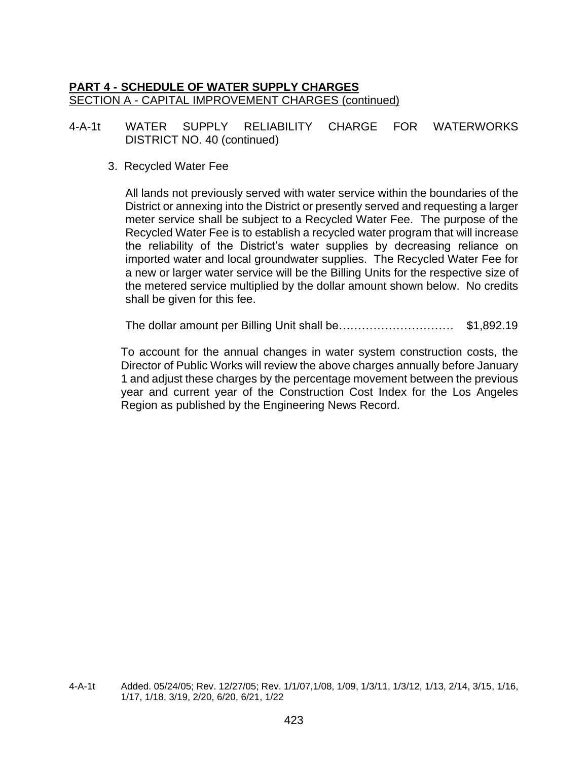**PART 4 - SCHEDULE OF WATER SUPPLY CHARGES**

SECTION A - CAPITAL IMPROVEMENT CHARGES (continued)

4-A-1t WATER SUPPLY RELIABILITY CHARGE FOR WATERWORKS DISTRICT NO. 40 (continued)

3. Recycled Water Fee

All lands not previously served with water service within the boundaries of the District or annexing into the District or presently served and requesting a larger meter service shall be subject to a Recycled Water Fee. The purpose of the Recycled Water Fee is to establish a recycled water program that will increase the reliability of the District's water supplies by decreasing reliance on imported water and local groundwater supplies. The Recycled Water Fee for a new or larger water service will be the Billing Units for the respective size of the metered service multiplied by the dollar amount shown below. No credits shall be given for this fee.

The dollar amount per Billing Unit shall be………………………… $1,892.19

To account for the annual changes in water system construction costs, the Director of Public Works will review the above charges annually before January 1 and adjust these charges by the percentage movement between the previous year and current year of the Construction Cost Index for the Los Angeles Region as published by the Engineering News Record.

4-A-1t Added. 05/24/05; Rev. 12/27/05; Rev. 1/1/07,1/08, 1/09, 1/3/11, 1/3/12, 1/13, 2/14, 3/15, 1/16, 1/17, 1/18, 3/19, 2/20, 6/20, 6/21, 1/22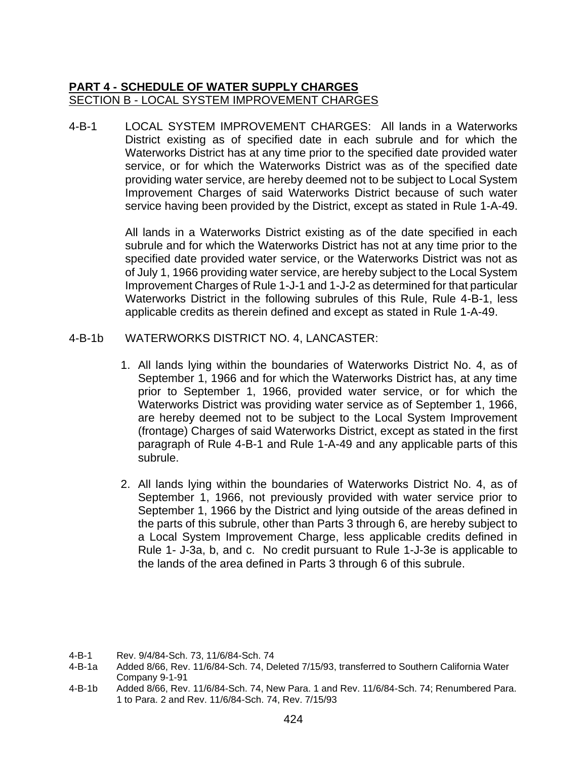**PART 4 - SCHEDULE OF WATER SUPPLY CHARGES**
SECTION B - LOCAL SYSTEM IMPROVEMENT CHARGES

4-B-1 LOCAL SYSTEM IMPROVEMENT CHARGES: All lands in a Waterworks District existing as of specified date in each subrule and for which the Waterworks District has at any time prior to the specified date provided water service, or for which the Waterworks District was as of the specified date providing water service, are hereby deemed not to be subject to Local System Improvement Charges of said Waterworks District because of such water service having been provided by the District, except as stated in Rule 1-A-49.

All lands in a Waterworks District existing as of the date specified in each subrule and for which the Waterworks District has not at any time prior to the specified date provided water service, or the Waterworks District was not as of July 1, 1966 providing water service, are hereby subject to the Local System Improvement Charges of Rule 1-J-1 and 1-J-2 as determined for that particular Waterworks District in the following subrules of this Rule, Rule 4-B-1, less applicable credits as therein defined and except as stated in Rule 1-A-49.

4-B-1b WATERWORKS DISTRICT NO. 4, LANCASTER:

1. All lands lying within the boundaries of Waterworks District No. 4, as of September 1, 1966 and for which the Waterworks District has, at any time prior to September 1, 1966, provided water service, or for which the Waterworks District was providing water service as of September 1, 1966, are hereby deemed not to be subject to the Local System Improvement (frontage) Charges of said Waterworks District, except as stated in the first paragraph of Rule 4-B-1 and Rule 1-A-49 and any applicable parts of this subrule.

2. All lands lying within the boundaries of Waterworks District No. 4, as of September 1, 1966, not previously provided with water service prior to September 1, 1966 by the District and lying outside of the areas defined in the parts of this subrule, other than Parts 3 through 6, are hereby subject to a Local System Improvement Charge, less applicable credits defined in Rule 1- J-3a, b, and c. No credit pursuant to Rule 1-J-3e is applicable to the lands of the area defined in Parts 3 through 6 of this subrule.

4-B-1 Rev. 9/4/84-Sch. 73, 11/6/84-Sch. 74

4-B-1a Added 8/66, Rev. 11/6/84-Sch. 74, Deleted 7/15/93, transferred to Southern California Water Company 9-1-91

4-B-1b Added 8/66, Rev. 11/6/84-Sch. 74, New Para. 1 and Rev. 11/6/84-Sch. 74; Renumbered Para. 1 to Para. 2 and Rev. 11/6/84-Sch. 74, Rev. 7/15/93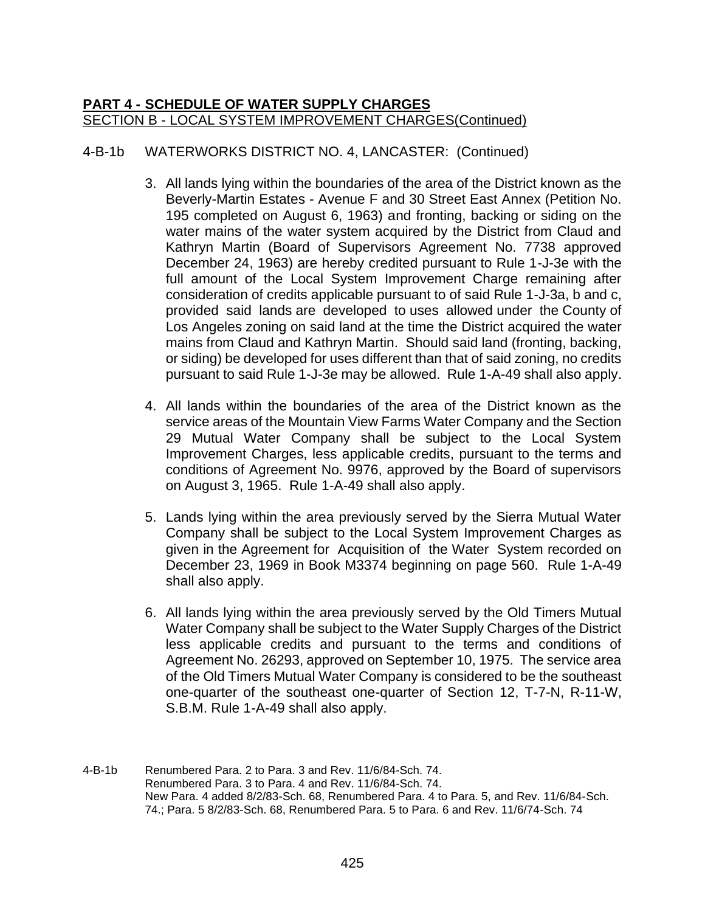**PART 4 - SCHEDULE OF WATER SUPPLY CHARGES**
SECTION B - LOCAL SYSTEM IMPROVEMENT CHARGES(Continued)

4-B-1b WATERWORKS DISTRICT NO. 4, LANCASTER: (Continued)

3. All lands lying within the boundaries of the area of the District known as the Beverly-Martin Estates - Avenue F and 30 Street East Annex (Petition No. 195 completed on August 6, 1963) and fronting, backing or siding on the water mains of the water system acquired by the District from Claud and Kathryn Martin (Board of Supervisors Agreement No. 7738 approved December 24, 1963) are hereby credited pursuant to Rule 1-J-3e with the full amount of the Local System Improvement Charge remaining after consideration of credits applicable pursuant to of said Rule 1-J-3a, b and c, provided said lands are developed to uses allowed under the County of Los Angeles zoning on said land at the time the District acquired the water mains from Claud and Kathryn Martin. Should said land (fronting, backing, or siding) be developed for uses different than that of said zoning, no credits pursuant to said Rule 1-J-3e may be allowed. Rule 1-A-49 shall also apply.

4. All lands within the boundaries of the area of the District known as the service areas of the Mountain View Farms Water Company and the Section 29 Mutual Water Company shall be subject to the Local System Improvement Charges, less applicable credits, pursuant to the terms and conditions of Agreement No. 9976, approved by the Board of supervisors on August 3, 1965. Rule 1-A-49 shall also apply.

5. Lands lying within the area previously served by the Sierra Mutual Water Company shall be subject to the Local System Improvement Charges as given in the Agreement for Acquisition of the Water System recorded on December 23, 1969 in Book M3374 beginning on page 560. Rule 1-A-49 shall also apply.

6. All lands lying within the area previously served by the Old Timers Mutual Water Company shall be subject to the Water Supply Charges of the District less applicable credits and pursuant to the terms and conditions of Agreement No. 26293, approved on September 10, 1975. The service area of the Old Timers Mutual Water Company is considered to be the southeast one-quarter of the southeast one-quarter of Section 12, T-7-N, R-11-W, S.B.M. Rule 1-A-49 shall also apply.

4-B-1b Renumbered Para. 2 to Para. 3 and Rev. 11/6/84-Sch. 74.
Renumbered Para. 3 to Para. 4 and Rev. 11/6/84-Sch. 74.
New Para. 4 added 8/2/83-Sch. 68, Renumbered Para. 4 to Para. 5, and Rev. 11/6/84-Sch. 74.; Para. 5 8/2/83-Sch. 68, Renumbered Para. 5 to Para. 6 and Rev. 11/6/74-Sch. 74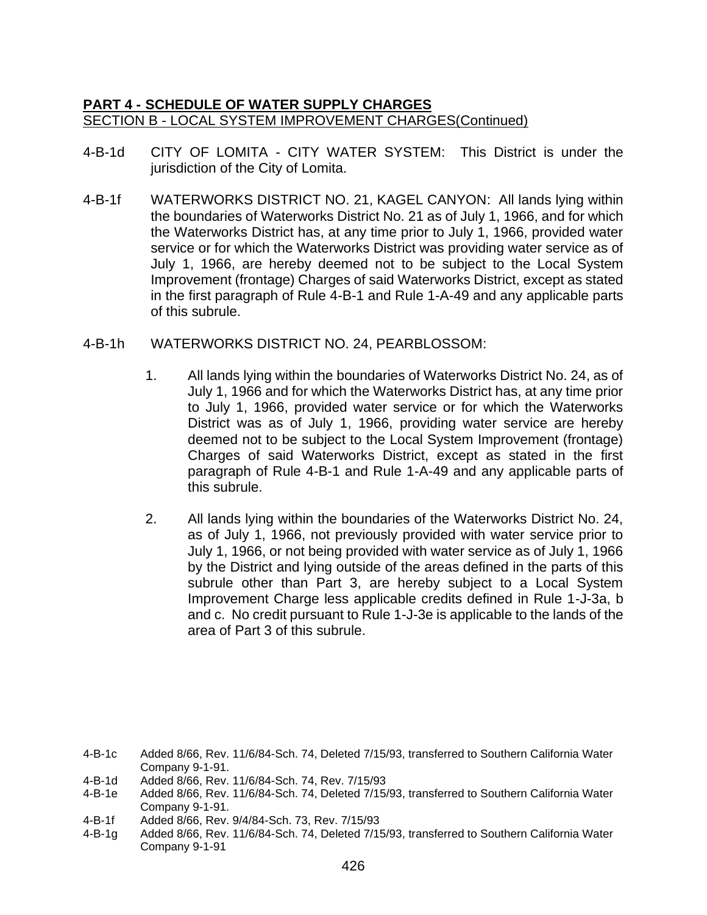**PART 4 - SCHEDULE OF WATER SUPPLY CHARGES**
SECTION B - LOCAL SYSTEM IMPROVEMENT CHARGES(Continued)

4-B-1d CITY OF LOMITA - CITY WATER SYSTEM: This District is under the jurisdiction of the City of Lomita.

4-B-1f WATERWORKS DISTRICT NO. 21, KAGEL CANYON: All lands lying within the boundaries of Waterworks District No. 21 as of July 1, 1966, and for which the Waterworks District has, at any time prior to July 1, 1966, provided water service or for which the Waterworks District was providing water service as of July 1, 1966, are hereby deemed not to be subject to the Local System Improvement (frontage) Charges of said Waterworks District, except as stated in the first paragraph of Rule 4-B-1 and Rule 1-A-49 and any applicable parts of this subrule.

4-B-1h WATERWORKS DISTRICT NO. 24, PEARBLOSSOM:

1. All lands lying within the boundaries of Waterworks District No. 24, as of July 1, 1966 and for which the Waterworks District has, at any time prior to July 1, 1966, provided water service or for which the Waterworks District was as of July 1, 1966, providing water service are hereby deemed not to be subject to the Local System Improvement (frontage) Charges of said Waterworks District, except as stated in the first paragraph of Rule 4-B-1 and Rule 1-A-49 and any applicable parts of this subrule.

2. All lands lying within the boundaries of the Waterworks District No. 24, as of July 1, 1966, not previously provided with water service prior to July 1, 1966, or not being provided with water service as of July 1, 1966 by the District and lying outside of the areas defined in the parts of this subrule other than Part 3, are hereby subject to a Local System Improvement Charge less applicable credits defined in Rule 1-J-3a, b and c. No credit pursuant to Rule 1-J-3e is applicable to the lands of the area of Part 3 of this subrule.

4-B-1c Added 8/66, Rev. 11/6/84-Sch. 74, Deleted 7/15/93, transferred to Southern California Water Company 9-1-91.
4-B-1d Added 8/66, Rev. 11/6/84-Sch. 74, Rev. 7/15/93
4-B-1e Added 8/66, Rev. 11/6/84-Sch. 74, Deleted 7/15/93, transferred to Southern California Water Company 9-1-91.
4-B-1f Added 8/66, Rev. 9/4/84-Sch. 73, Rev. 7/15/93
4-B-1g Added 8/66, Rev. 11/6/84-Sch. 74, Deleted 7/15/93, transferred to Southern California Water Company 9-1-91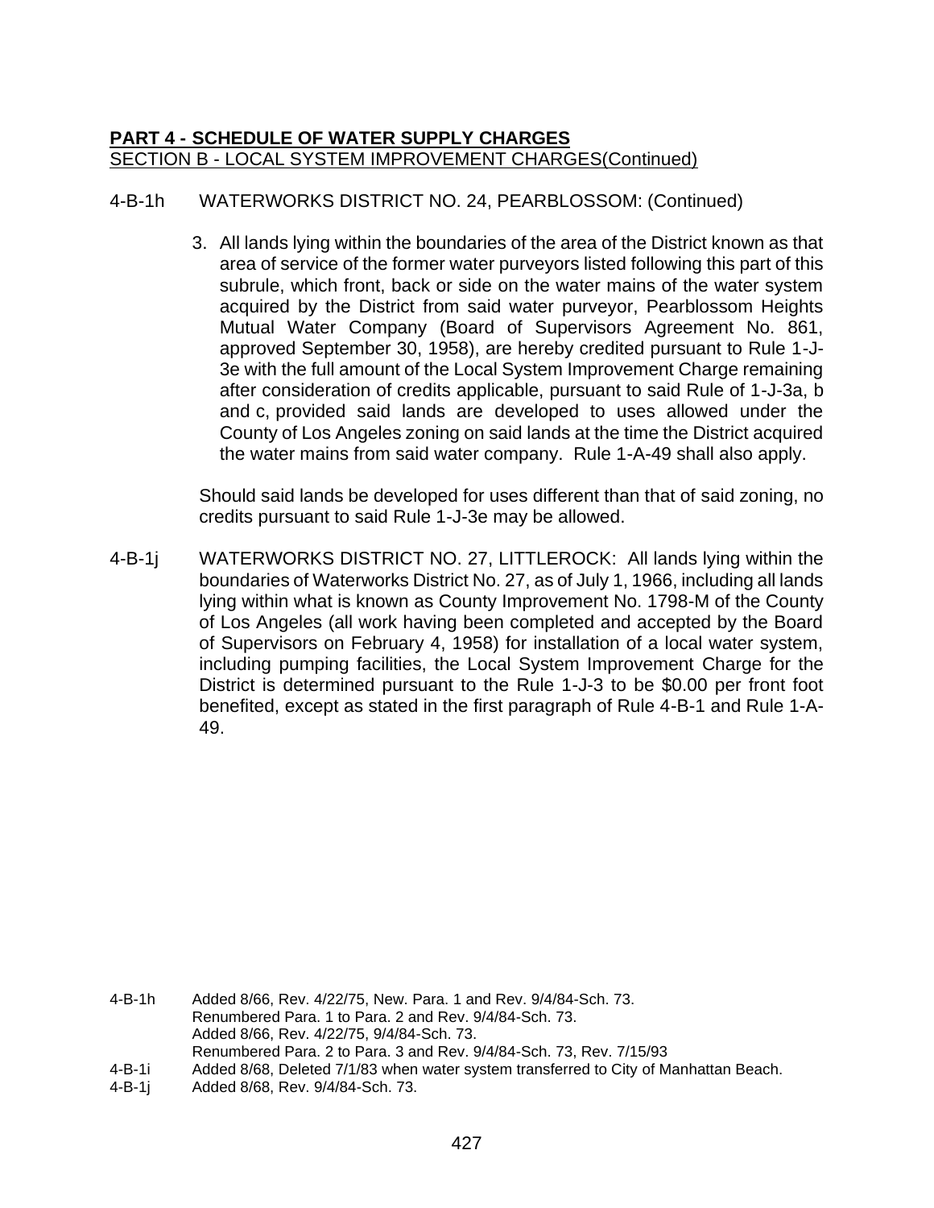**PART 4 - SCHEDULE OF WATER SUPPLY CHARGES**
SECTION B - LOCAL SYSTEM IMPROVEMENT CHARGES(Continued)

4-B-1h WATERWORKS DISTRICT NO. 24, PEARBLOSSOM: (Continued)

3. All lands lying within the boundaries of the area of the District known as that area of service of the former water purveyors listed following this part of this subrule, which front, back or side on the water mains of the water system acquired by the District from said water purveyor, Pearblossom Heights Mutual Water Company (Board of Supervisors Agreement No. 861, approved September 30, 1958), are hereby credited pursuant to Rule 1-J-3e with the full amount of the Local System Improvement Charge remaining after consideration of credits applicable, pursuant to said Rule of 1-J-3a, b and c, provided said lands are developed to uses allowed under the County of Los Angeles zoning on said lands at the time the District acquired the water mains from said water company. Rule 1-A-49 shall also apply.

Should said lands be developed for uses different than that of said zoning, no credits pursuant to said Rule 1-J-3e may be allowed.

4-B-1j WATERWORKS DISTRICT NO. 27, LITTLEROCK: All lands lying within the boundaries of Waterworks District No. 27, as of July 1, 1966, including all lands lying within what is known as County Improvement No. 1798-M of the County of Los Angeles (all work having been completed and accepted by the Board of Supervisors on February 4, 1958) for installation of a local water system, including pumping facilities, the Local System Improvement Charge for the District is determined pursuant to the Rule 1-J-3 to be $0.00 per front foot benefited, except as stated in the first paragraph of Rule 4-B-1 and Rule 1-A-49.

4-B-1h Added 8/66, Rev. 4/22/75, New. Para. 1 and Rev. 9/4/84-Sch. 73.
Renumbered Para. 1 to Para. 2 and Rev. 9/4/84-Sch. 73.
Added 8/66, Rev. 4/22/75, 9/4/84-Sch. 73.
Renumbered Para. 2 to Para. 3 and Rev. 9/4/84-Sch. 73, Rev. 7/15/93
4-B-1i Added 8/68, Deleted 7/1/83 when water system transferred to City of Manhattan Beach.
4-B-1j Added 8/68, Rev. 9/4/84-Sch. 73.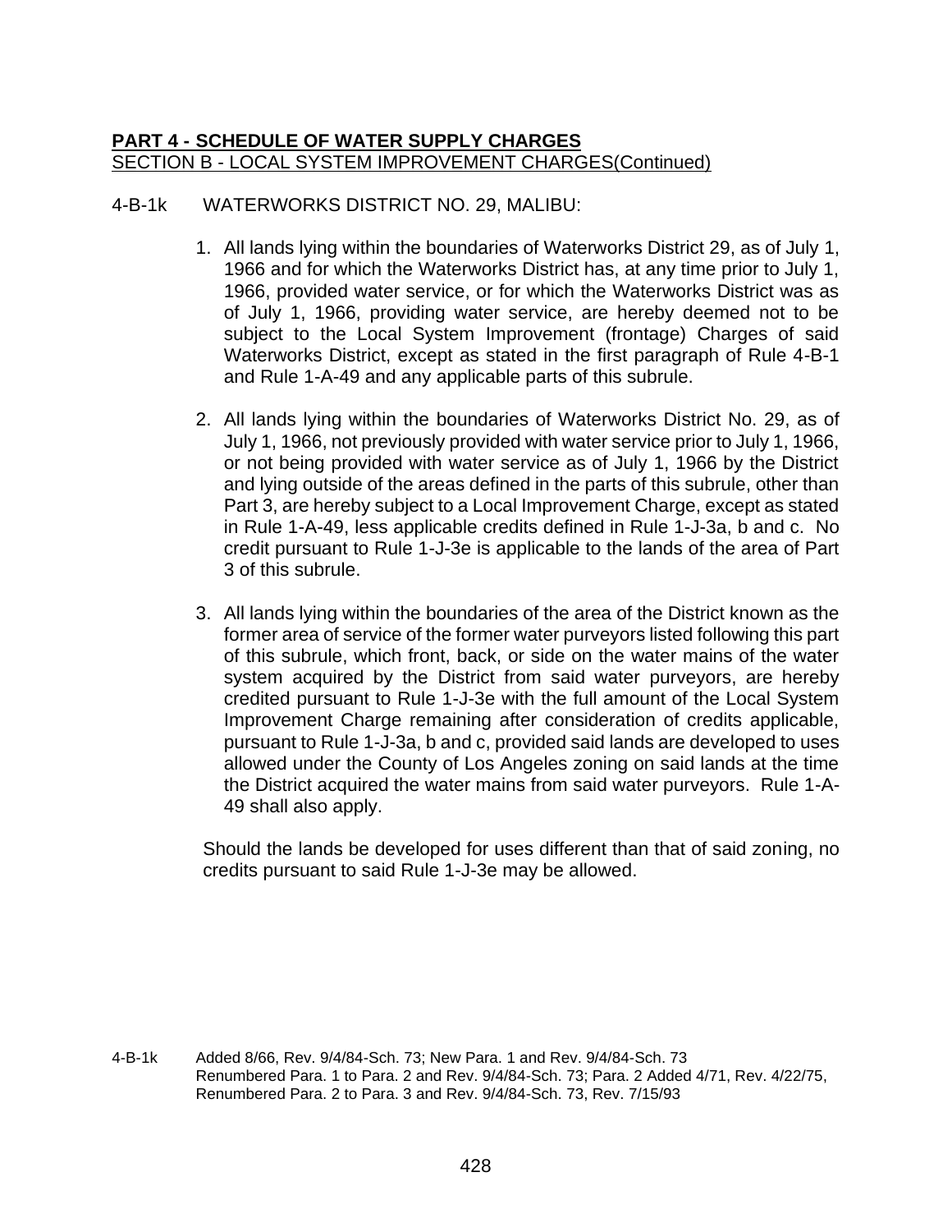**PART 4 - SCHEDULE OF WATER SUPPLY CHARGES**
SECTION B - LOCAL SYSTEM IMPROVEMENT CHARGES(Continued)

4-B-1k WATERWORKS DISTRICT NO. 29, MALIBU:

1. All lands lying within the boundaries of Waterworks District 29, as of July 1, 1966 and for which the Waterworks District has, at any time prior to July 1, 1966, provided water service, or for which the Waterworks District was as of July 1, 1966, providing water service, are hereby deemed not to be subject to the Local System Improvement (frontage) Charges of said Waterworks District, except as stated in the first paragraph of Rule 4-B-1 and Rule 1-A-49 and any applicable parts of this subrule.

2. All lands lying within the boundaries of Waterworks District No. 29, as of July 1, 1966, not previously provided with water service prior to July 1, 1966, or not being provided with water service as of July 1, 1966 by the District and lying outside of the areas defined in the parts of this subrule, other than Part 3, are hereby subject to a Local Improvement Charge, except as stated in Rule 1-A-49, less applicable credits defined in Rule 1-J-3a, b and c. No credit pursuant to Rule 1-J-3e is applicable to the lands of the area of Part 3 of this subrule.

3. All lands lying within the boundaries of the area of the District known as the former area of service of the former water purveyors listed following this part of this subrule, which front, back, or side on the water mains of the water system acquired by the District from said water purveyors, are hereby credited pursuant to Rule 1-J-3e with the full amount of the Local System Improvement Charge remaining after consideration of credits applicable, pursuant to Rule 1-J-3a, b and c, provided said lands are developed to uses allowed under the County of Los Angeles zoning on said lands at the time the District acquired the water mains from said water purveyors. Rule 1-A-49 shall also apply.

   Should the lands be developed for uses different than that of said zoning, no credits pursuant to said Rule 1-J-3e may be allowed.

4-B-1k Added 8/66, Rev. 9/4/84-Sch. 73; New Para. 1 and Rev. 9/4/84-Sch. 73 Renumbered Para. 1 to Para. 2 and Rev. 9/4/84-Sch. 73; Para. 2 Added 4/71, Rev. 4/22/75, Renumbered Para. 2 to Para. 3 and Rev. 9/4/84-Sch. 73, Rev. 7/15/93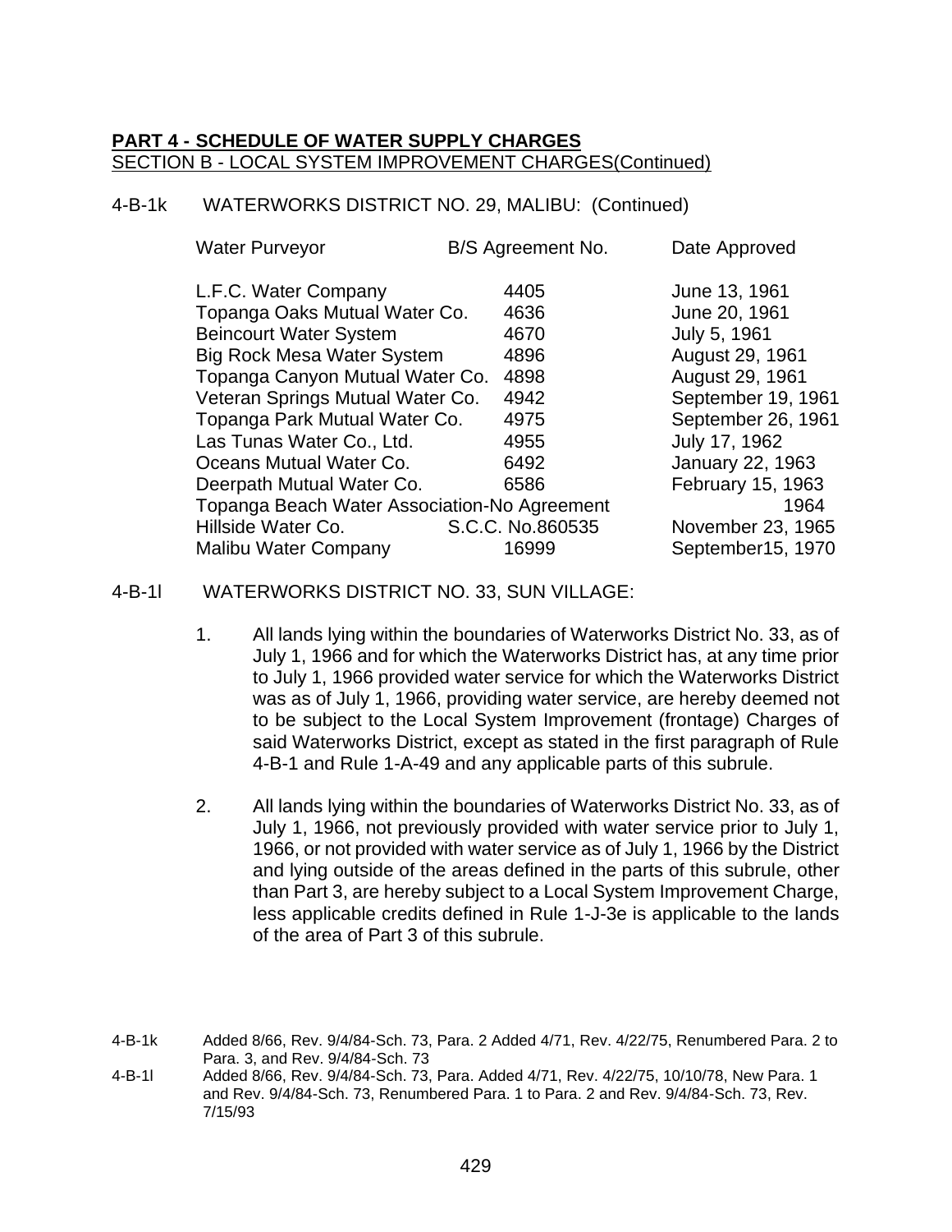**PART 4 - SCHEDULE OF WATER SUPPLY CHARGES**
SECTION B - LOCAL SYSTEM IMPROVEMENT CHARGES(Continued)

4-B-1k WATERWORKS DISTRICT NO. 29, MALIBU: (Continued)

| Water Purveyor | B/S Agreement No. | Date Approved |
|---|---|---|
| L.F.C. Water Company | 4405 | June 13, 1961 |
| Topanga Oaks Mutual Water Co. | 4636 | June 20, 1961 |
| Beincourt Water System | 4670 | July 5, 1961 |
| Big Rock Mesa Water System | 4896 | August 29, 1961 |
| Topanga Canyon Mutual Water Co. | 4898 | August 29, 1961 |
| Veteran Springs Mutual Water Co. | 4942 | September 19, 1961 |
| Topanga Park Mutual Water Co. | 4975 | September 26, 1961 |
| Las Tunas Water Co., Ltd. | 4955 | July 17, 1962 |
| Oceans Mutual Water Co. | 6492 | January 22, 1963 |
| Deerpath Mutual Water Co. | 6586 | February 15, 1963 |
| Topanga Beach Water Association-No Agreement | | 1964 |
| Hillside Water Co. | S.C.C. No.860535 | November 23, 1965 |
| Malibu Water Company | 16999 | September15, 1970 |

4-B-1l WATERWORKS DISTRICT NO. 33, SUN VILLAGE:

1. All lands lying within the boundaries of Waterworks District No. 33, as of July 1, 1966 and for which the Waterworks District has, at any time prior to July 1, 1966 provided water service for which the Waterworks District was as of July 1, 1966, providing water service, are hereby deemed not to be subject to the Local System Improvement (frontage) Charges of said Waterworks District, except as stated in the first paragraph of Rule 4-B-1 and Rule 1-A-49 and any applicable parts of this subrule.

2. All lands lying within the boundaries of Waterworks District No. 33, as of July 1, 1966, not previously provided with water service prior to July 1, 1966, or not provided with water service as of July 1, 1966 by the District and lying outside of the areas defined in the parts of this subrule, other than Part 3, are hereby subject to a Local System Improvement Charge, less applicable credits defined in Rule 1-J-3e is applicable to the lands of the area of Part 3 of this subrule.

4-B-1k Added 8/66, Rev. 9/4/84-Sch. 73, Para. 2 Added 4/71, Rev. 4/22/75, Renumbered Para. 2 to Para. 3, and Rev. 9/4/84-Sch. 73

4-B-1l Added 8/66, Rev. 9/4/84-Sch. 73, Para. Added 4/71, Rev. 4/22/75, 10/10/78, New Para. 1 and Rev. 9/4/84-Sch. 73, Renumbered Para. 1 to Para. 2 and Rev. 9/4/84-Sch. 73, Rev. 7/15/93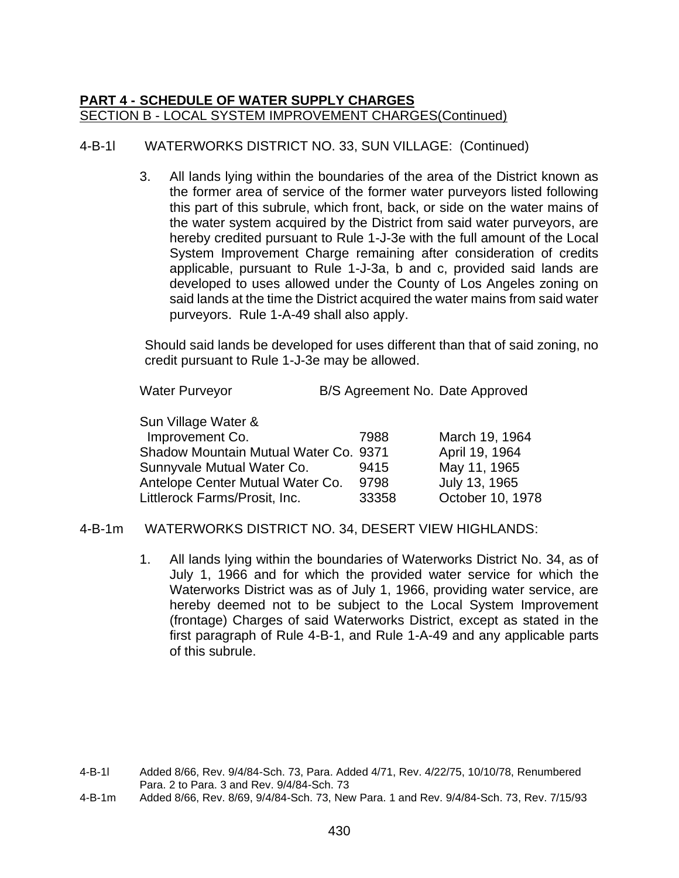**PART 4 - SCHEDULE OF WATER SUPPLY CHARGES**
SECTION B - LOCAL SYSTEM IMPROVEMENT CHARGES(Continued)

4-B-1l WATERWORKS DISTRICT NO. 33, SUN VILLAGE: (Continued)

3. All lands lying within the boundaries of the area of the District known as the former area of service of the former water purveyors listed following this part of this subrule, which front, back, or side on the water mains of the water system acquired by the District from said water purveyors, are hereby credited pursuant to Rule 1-J-3e with the full amount of the Local System Improvement Charge remaining after consideration of credits applicable, pursuant to Rule 1-J-3a, b and c, provided said lands are developed to uses allowed under the County of Los Angeles zoning on said lands at the time the District acquired the water mains from said water purveyors. Rule 1-A-49 shall also apply.

Should said lands be developed for uses different than that of said zoning, no credit pursuant to Rule 1-J-3e may be allowed.

| Water Purveyor | B/S Agreement No. | Date Approved |
|---|---|---|
| Sun Village Water & Improvement Co. | 7988 | March 19, 1964 |
| Shadow Mountain Mutual Water Co. | 9371 | April 19, 1964 |
| Sunnyvale Mutual Water Co. | 9415 | May 11, 1965 |
| Antelope Center Mutual Water Co. | 9798 | July 13, 1965 |
| Littlerock Farms/Prosit, Inc. | 33358 | October 10, 1978 |

4-B-1m WATERWORKS DISTRICT NO. 34, DESERT VIEW HIGHLANDS:

1. All lands lying within the boundaries of Waterworks District No. 34, as of July 1, 1966 and for which the provided water service for which the Waterworks District was as of July 1, 1966, providing water service, are hereby deemed not to be subject to the Local System Improvement (frontage) Charges of said Waterworks District, except as stated in the first paragraph of Rule 4-B-1, and Rule 1-A-49 and any applicable parts of this subrule.

4-B-1l Added 8/66, Rev. 9/4/84-Sch. 73, Para. Added 4/71, Rev. 4/22/75, 10/10/78, Renumbered Para. 2 to Para. 3 and Rev. 9/4/84-Sch. 73

4-B-1m Added 8/66, Rev. 8/69, 9/4/84-Sch. 73, New Para. 1 and Rev. 9/4/84-Sch. 73, Rev. 7/15/93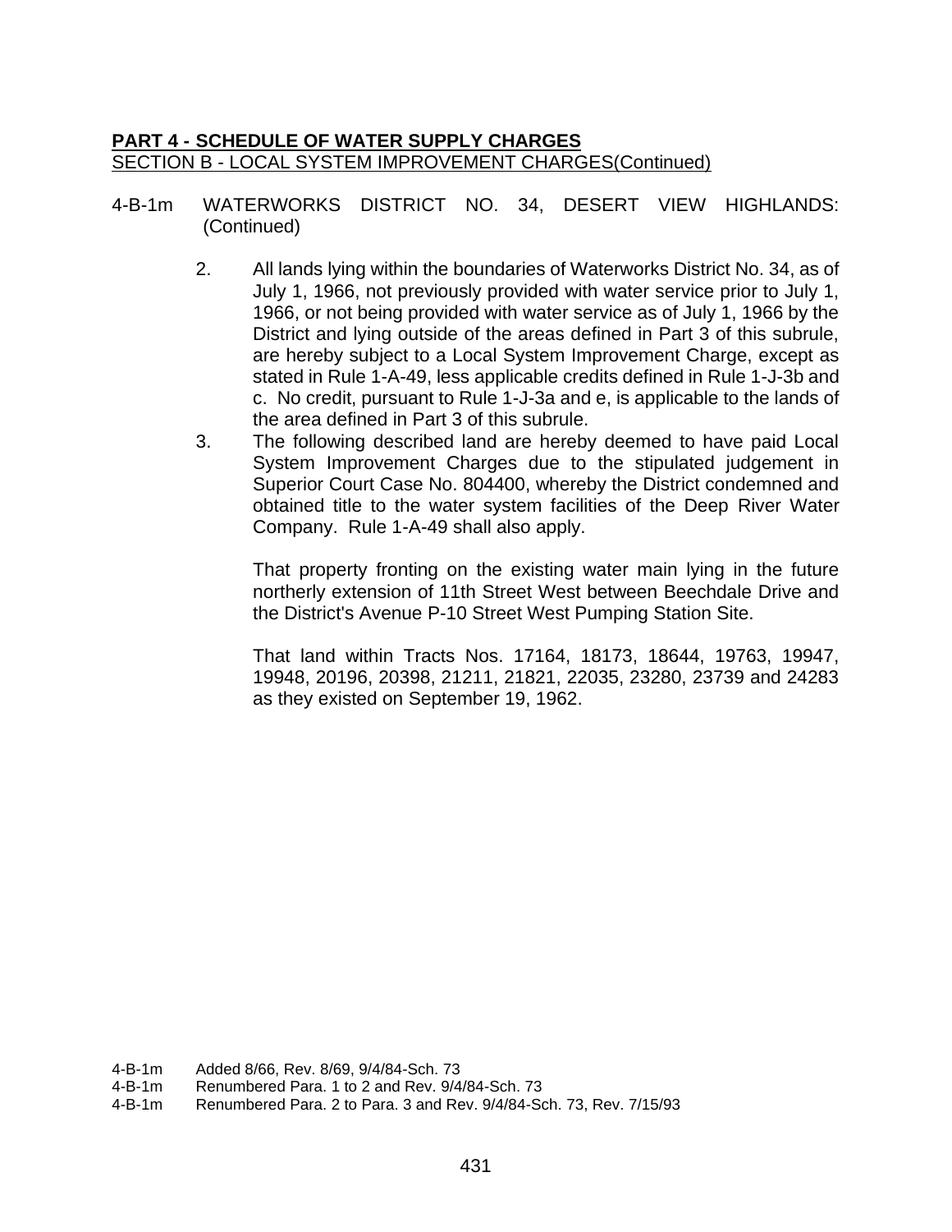**PART 4 - SCHEDULE OF WATER SUPPLY CHARGES**
SECTION B - LOCAL SYSTEM IMPROVEMENT CHARGES(Continued)

4-B-1m WATERWORKS DISTRICT NO. 34, DESERT VIEW HIGHLANDS: (Continued)

2. All lands lying within the boundaries of Waterworks District No. 34, as of July 1, 1966, not previously provided with water service prior to July 1, 1966, or not being provided with water service as of July 1, 1966 by the District and lying outside of the areas defined in Part 3 of this subrule, are hereby subject to a Local System Improvement Charge, except as stated in Rule 1-A-49, less applicable credits defined in Rule 1-J-3b and c. No credit, pursuant to Rule 1-J-3a and e, is applicable to the lands of the area defined in Part 3 of this subrule.
3. The following described land are hereby deemed to have paid Local System Improvement Charges due to the stipulated judgement in Superior Court Case No. 804400, whereby the District condemned and obtained title to the water system facilities of the Deep River Water Company. Rule 1-A-49 shall also apply.

   That property fronting on the existing water main lying in the future northerly extension of 11th Street West between Beechdale Drive and the District's Avenue P-10 Street West Pumping Station Site.

   That land within Tracts Nos. 17164, 18173, 18644, 19763, 19947, 19948, 20196, 20398, 21211, 21821, 22035, 23280, 23739 and 24283 as they existed on September 19, 1962.

4-B-1m Added 8/66, Rev. 8/69, 9/4/84-Sch. 73
4-B-1m Renumbered Para. 1 to 2 and Rev. 9/4/84-Sch. 73
4-B-1m Renumbered Para. 2 to Para. 3 and Rev. 9/4/84-Sch. 73, Rev. 7/15/93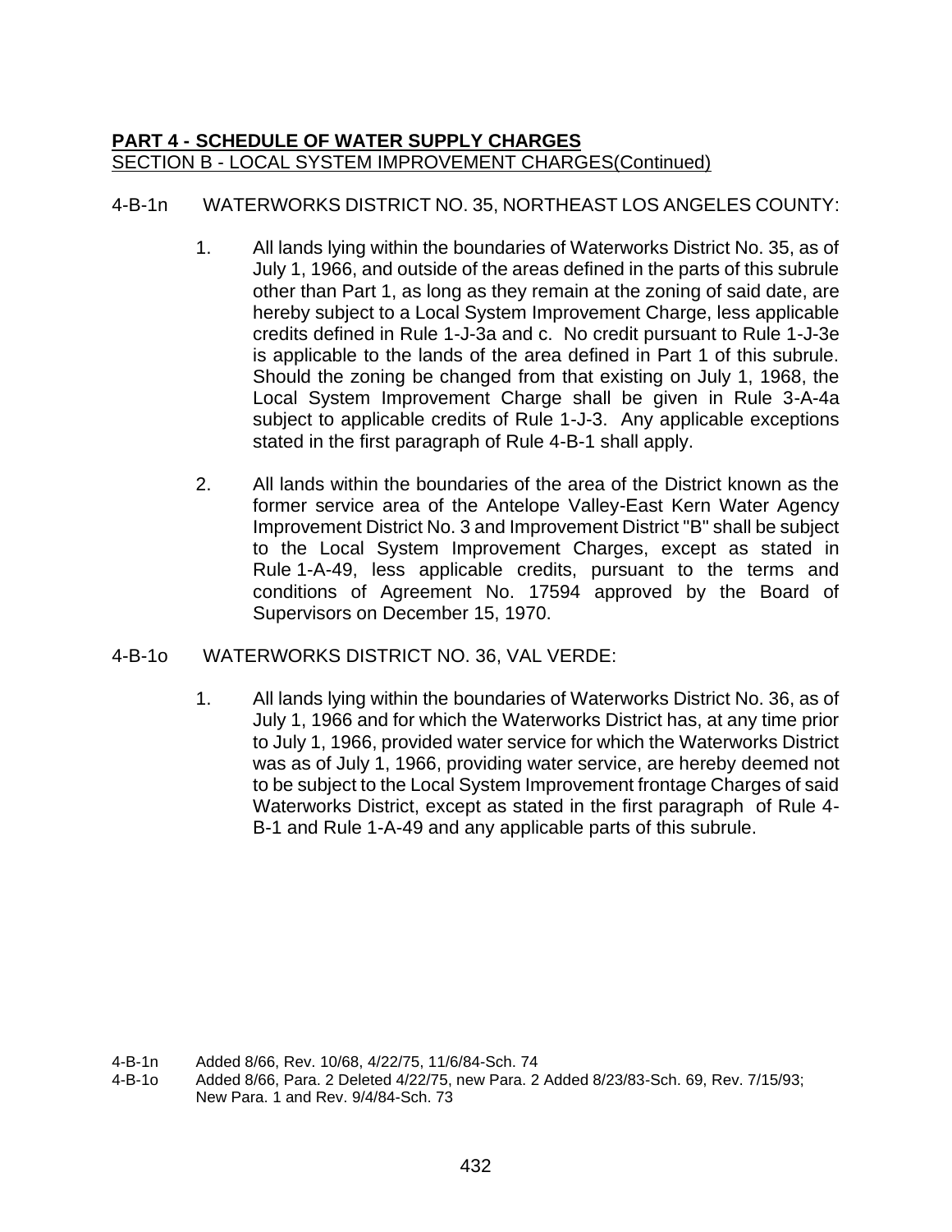**PART 4 - SCHEDULE OF WATER SUPPLY CHARGES**
SECTION B - LOCAL SYSTEM IMPROVEMENT CHARGES(Continued)

4-B-1n WATERWORKS DISTRICT NO. 35, NORTHEAST LOS ANGELES COUNTY:

1. All lands lying within the boundaries of Waterworks District No. 35, as of July 1, 1966, and outside of the areas defined in the parts of this subrule other than Part 1, as long as they remain at the zoning of said date, are hereby subject to a Local System Improvement Charge, less applicable credits defined in Rule 1-J-3a and c. No credit pursuant to Rule 1-J-3e is applicable to the lands of the area defined in Part 1 of this subrule. Should the zoning be changed from that existing on July 1, 1968, the Local System Improvement Charge shall be given in Rule 3-A-4a subject to applicable credits of Rule 1-J-3. Any applicable exceptions stated in the first paragraph of Rule 4-B-1 shall apply.

2. All lands within the boundaries of the area of the District known as the former service area of the Antelope Valley-East Kern Water Agency Improvement District No. 3 and Improvement District "B" shall be subject to the Local System Improvement Charges, except as stated in Rule 1-A-49, less applicable credits, pursuant to the terms and conditions of Agreement No. 17594 approved by the Board of Supervisors on December 15, 1970.

4-B-1o WATERWORKS DISTRICT NO. 36, VAL VERDE:

1. All lands lying within the boundaries of Waterworks District No. 36, as of July 1, 1966 and for which the Waterworks District has, at any time prior to July 1, 1966, provided water service for which the Waterworks District was as of July 1, 1966, providing water service, are hereby deemed not to be subject to the Local System Improvement frontage Charges of said Waterworks District, except as stated in the first paragraph of Rule 4-B-1 and Rule 1-A-49 and any applicable parts of this subrule.

4-B-1n Added 8/66, Rev. 10/68, 4/22/75, 11/6/84-Sch. 74
4-B-1o Added 8/66, Para. 2 Deleted 4/22/75, new Para. 2 Added 8/23/83-Sch. 69, Rev. 7/15/93; New Para. 1 and Rev. 9/4/84-Sch. 73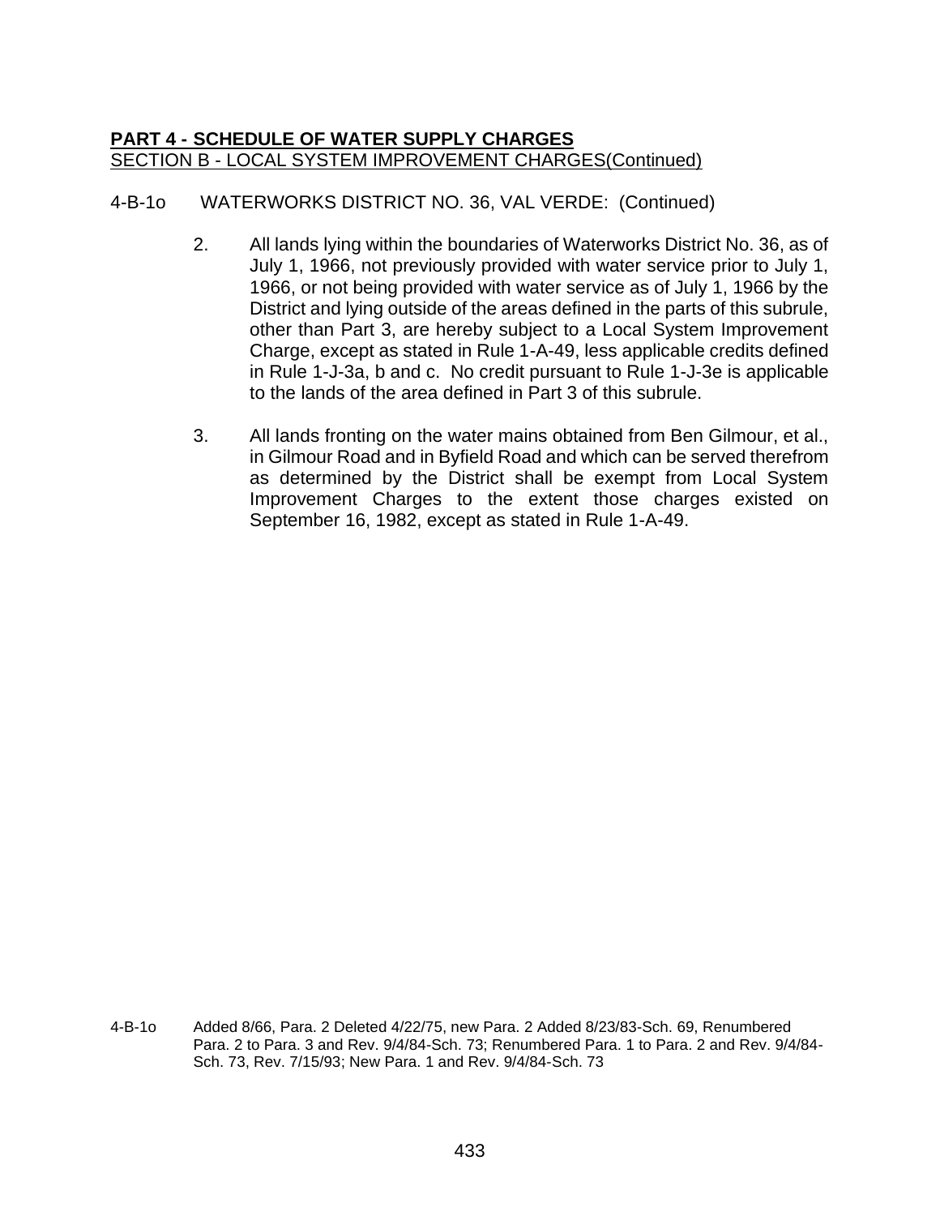**PART 4 - SCHEDULE OF WATER SUPPLY CHARGES**
SECTION B - LOCAL SYSTEM IMPROVEMENT CHARGES(Continued)

4-B-1o WATERWORKS DISTRICT NO. 36, VAL VERDE: (Continued)

2. All lands lying within the boundaries of Waterworks District No. 36, as of July 1, 1966, not previously provided with water service prior to July 1, 1966, or not being provided with water service as of July 1, 1966 by the District and lying outside of the areas defined in the parts of this subrule, other than Part 3, are hereby subject to a Local System Improvement Charge, except as stated in Rule 1-A-49, less applicable credits defined in Rule 1-J-3a, b and c. No credit pursuant to Rule 1-J-3e is applicable to the lands of the area defined in Part 3 of this subrule.

3. All lands fronting on the water mains obtained from Ben Gilmour, et al., in Gilmour Road and in Byfield Road and which can be served therefrom as determined by the District shall be exempt from Local System Improvement Charges to the extent those charges existed on September 16, 1982, except as stated in Rule 1-A-49.

4-B-1o Added 8/66, Para. 2 Deleted 4/22/75, new Para. 2 Added 8/23/83-Sch. 69, Renumbered Para. 2 to Para. 3 and Rev. 9/4/84-Sch. 73; Renumbered Para. 1 to Para. 2 and Rev. 9/4/84-Sch. 73, Rev. 7/15/93; New Para. 1 and Rev. 9/4/84-Sch. 73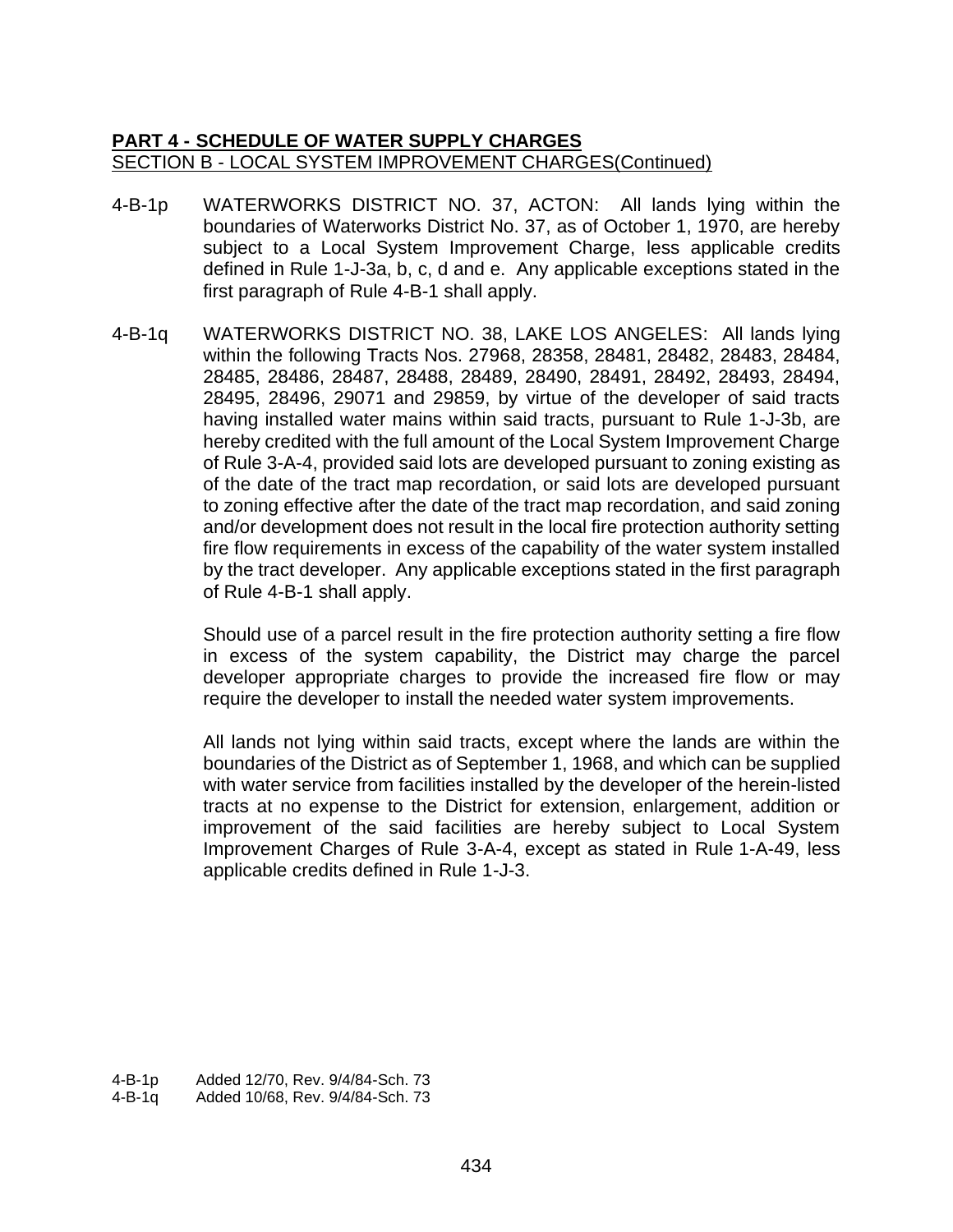**PART 4 - SCHEDULE OF WATER SUPPLY CHARGES**
SECTION B - LOCAL SYSTEM IMPROVEMENT CHARGES(Continued)

4-B-1p WATERWORKS DISTRICT NO. 37, ACTON: All lands lying within the boundaries of Waterworks District No. 37, as of October 1, 1970, are hereby subject to a Local System Improvement Charge, less applicable credits defined in Rule 1-J-3a, b, c, d and e. Any applicable exceptions stated in the first paragraph of Rule 4-B-1 shall apply.

4-B-1q WATERWORKS DISTRICT NO. 38, LAKE LOS ANGELES: All lands lying within the following Tracts Nos. 27968, 28358, 28481, 28482, 28483, 28484, 28485, 28486, 28487, 28488, 28489, 28490, 28491, 28492, 28493, 28494, 28495, 28496, 29071 and 29859, by virtue of the developer of said tracts having installed water mains within said tracts, pursuant to Rule 1-J-3b, are hereby credited with the full amount of the Local System Improvement Charge of Rule 3-A-4, provided said lots are developed pursuant to zoning existing as of the date of the tract map recordation, or said lots are developed pursuant to zoning effective after the date of the tract map recordation, and said zoning and/or development does not result in the local fire protection authority setting fire flow requirements in excess of the capability of the water system installed by the tract developer. Any applicable exceptions stated in the first paragraph of Rule 4-B-1 shall apply.

Should use of a parcel result in the fire protection authority setting a fire flow in excess of the system capability, the District may charge the parcel developer appropriate charges to provide the increased fire flow or may require the developer to install the needed water system improvements.

All lands not lying within said tracts, except where the lands are within the boundaries of the District as of September 1, 1968, and which can be supplied with water service from facilities installed by the developer of the herein-listed tracts at no expense to the District for extension, enlargement, addition or improvement of the said facilities are hereby subject to Local System Improvement Charges of Rule 3-A-4, except as stated in Rule 1-A-49, less applicable credits defined in Rule 1-J-3.

4-B-1p Added 12/70, Rev. 9/4/84-Sch. 73
4-B-1q Added 10/68, Rev. 9/4/84-Sch. 73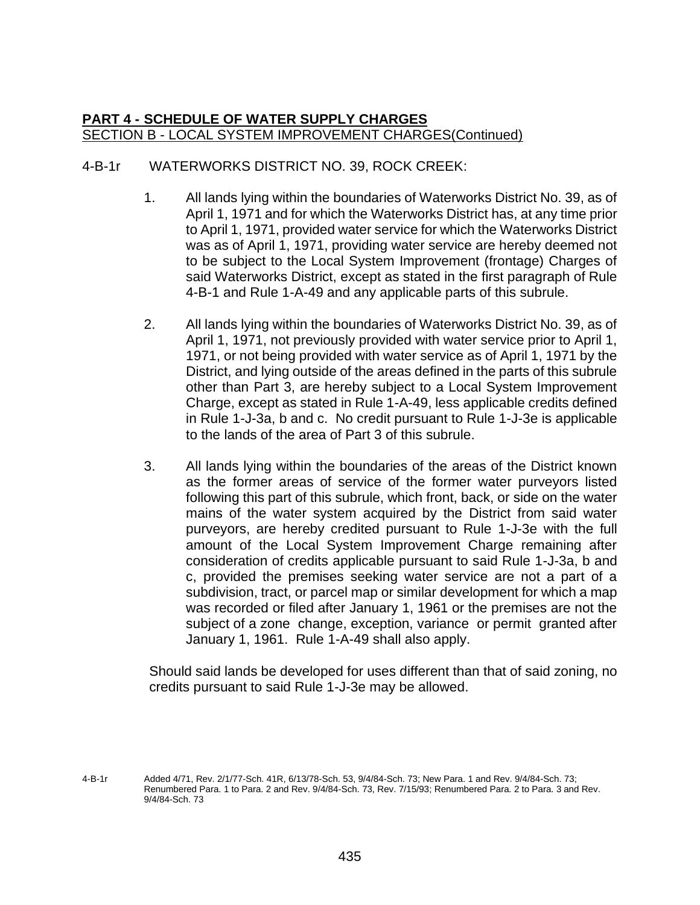**PART 4 - SCHEDULE OF WATER SUPPLY CHARGES**
SECTION B - LOCAL SYSTEM IMPROVEMENT CHARGES(Continued)

4-B-1r WATERWORKS DISTRICT NO. 39, ROCK CREEK:

1. All lands lying within the boundaries of Waterworks District No. 39, as of April 1, 1971 and for which the Waterworks District has, at any time prior to April 1, 1971, provided water service for which the Waterworks District was as of April 1, 1971, providing water service are hereby deemed not to be subject to the Local System Improvement (frontage) Charges of said Waterworks District, except as stated in the first paragraph of Rule 4-B-1 and Rule 1-A-49 and any applicable parts of this subrule.

2. All lands lying within the boundaries of Waterworks District No. 39, as of April 1, 1971, not previously provided with water service prior to April 1, 1971, or not being provided with water service as of April 1, 1971 by the District, and lying outside of the areas defined in the parts of this subrule other than Part 3, are hereby subject to a Local System Improvement Charge, except as stated in Rule 1-A-49, less applicable credits defined in Rule 1-J-3a, b and c. No credit pursuant to Rule 1-J-3e is applicable to the lands of the area of Part 3 of this subrule.

3. All lands lying within the boundaries of the areas of the District known as the former areas of service of the former water purveyors listed following this part of this subrule, which front, back, or side on the water mains of the water system acquired by the District from said water purveyors, are hereby credited pursuant to Rule 1-J-3e with the full amount of the Local System Improvement Charge remaining after consideration of credits applicable pursuant to said Rule 1-J-3a, b and c, provided the premises seeking water service are not a part of a subdivision, tract, or parcel map or similar development for which a map was recorded or filed after January 1, 1961 or the premises are not the subject of a zone change, exception, variance or permit granted after January 1, 1961. Rule 1-A-49 shall also apply.

   Should said lands be developed for uses different than that of said zoning, no credits pursuant to said Rule 1-J-3e may be allowed.

4-B-1r Added 4/71, Rev. 2/1/77-Sch. 41R, 6/13/78-Sch. 53, 9/4/84-Sch. 73; New Para. 1 and Rev. 9/4/84-Sch. 73; Renumbered Para. 1 to Para. 2 and Rev. 9/4/84-Sch. 73, Rev. 7/15/93; Renumbered Para. 2 to Para. 3 and Rev. 9/4/84-Sch. 73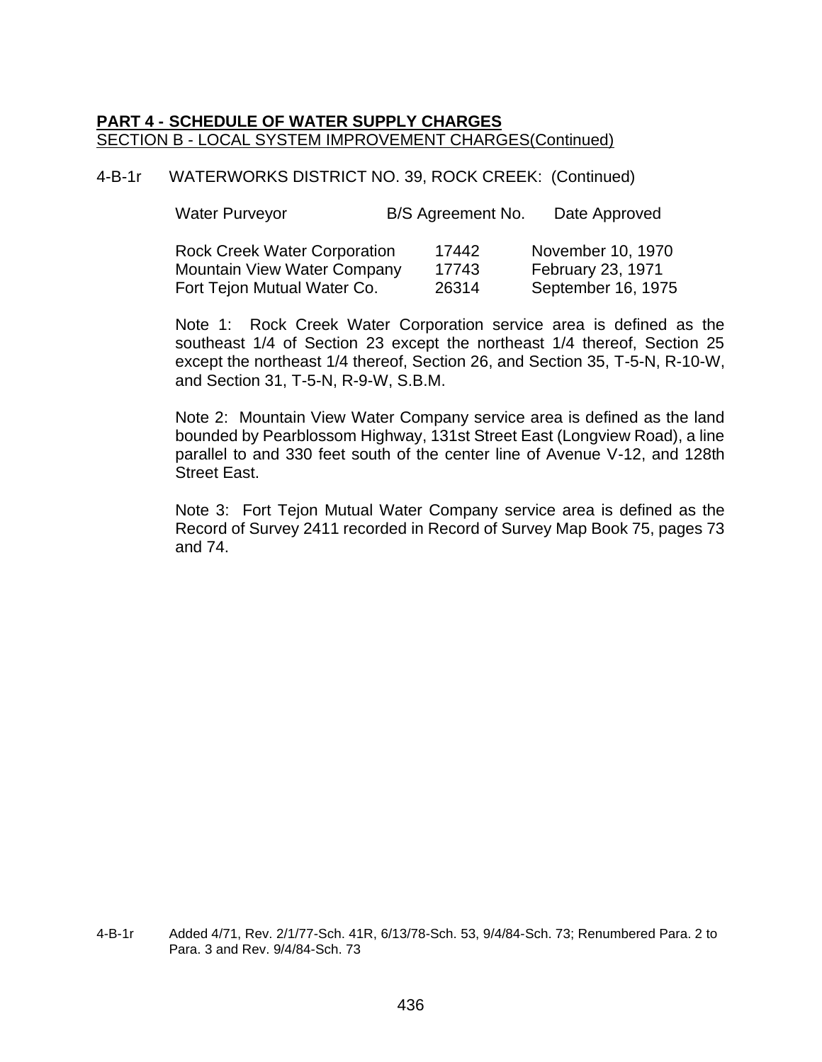**PART 4 - SCHEDULE OF WATER SUPPLY CHARGES**

SECTION B - LOCAL SYSTEM IMPROVEMENT CHARGES(Continued)

4-B-1r WATERWORKS DISTRICT NO. 39, ROCK CREEK: (Continued)

| Water Purveyor | B/S Agreement No. | Date Approved |
|---|---|---|
| Rock Creek Water Corporation | 17442 | November 10, 1970 |
| Mountain View Water Company | 17743 | February 23, 1971 |
| Fort Tejon Mutual Water Co. | 26314 | September 16, 1975 |

Note 1: Rock Creek Water Corporation service area is defined as the southeast 1/4 of Section 23 except the northeast 1/4 thereof, Section 25 except the northeast 1/4 thereof, Section 26, and Section 35, T-5-N, R-10-W, and Section 31, T-5-N, R-9-W, S.B.M.

Note 2: Mountain View Water Company service area is defined as the land bounded by Pearblossom Highway, 131st Street East (Longview Road), a line parallel to and 330 feet south of the center line of Avenue V-12, and 128th Street East.

Note 3: Fort Tejon Mutual Water Company service area is defined as the Record of Survey 2411 recorded in Record of Survey Map Book 75, pages 73 and 74.

4-B-1r Added 4/71, Rev. 2/1/77-Sch. 41R, 6/13/78-Sch. 53, 9/4/84-Sch. 73; Renumbered Para. 2 to Para. 3 and Rev. 9/4/84-Sch. 73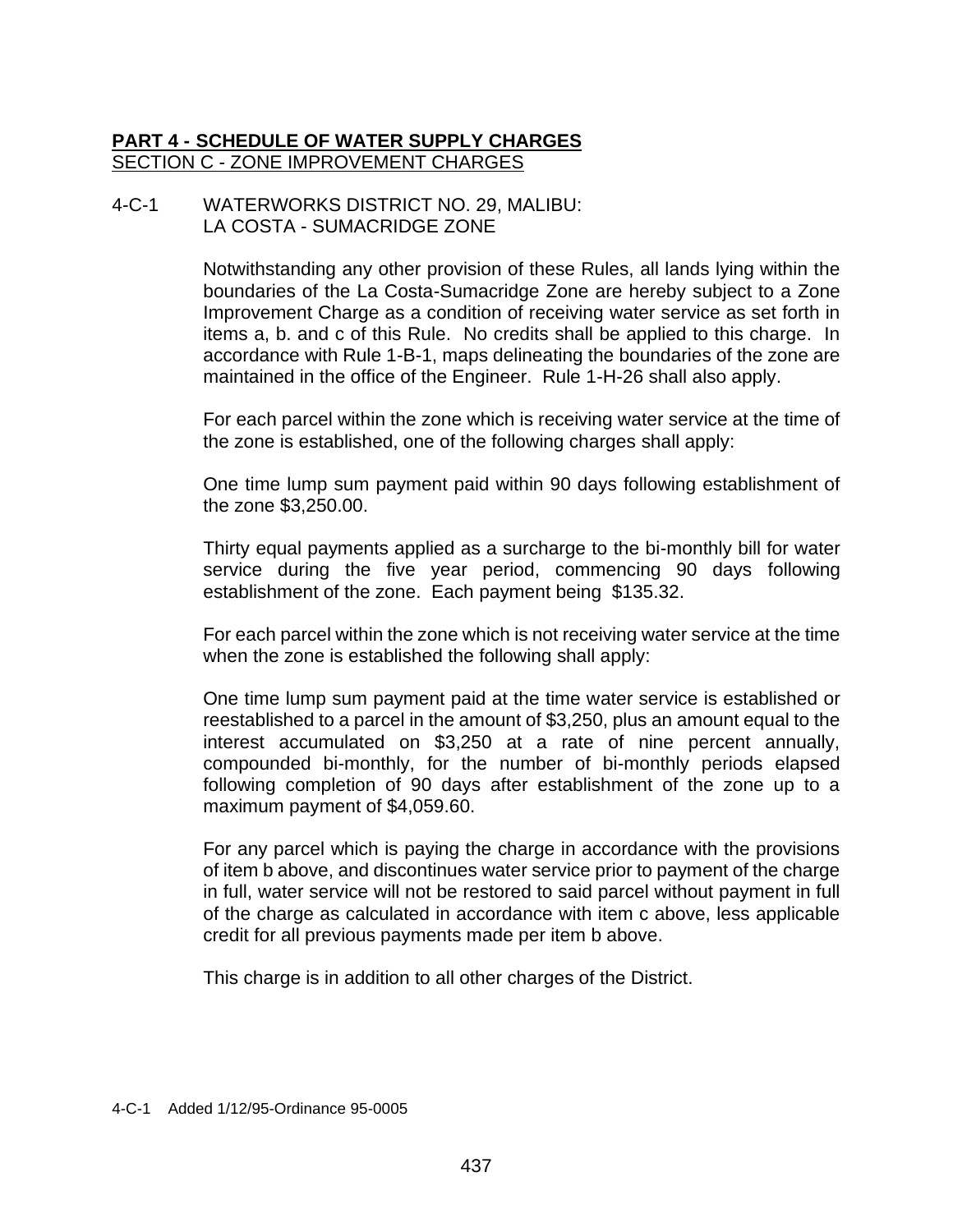**PART 4 - SCHEDULE OF WATER SUPPLY CHARGES**

SECTION C - ZONE IMPROVEMENT CHARGES

4-C-1 WATERWORKS DISTRICT NO. 29, MALIBU:
LA COSTA - SUMACRIDGE ZONE

Notwithstanding any other provision of these Rules, all lands lying within the boundaries of the La Costa-Sumacridge Zone are hereby subject to a Zone Improvement Charge as a condition of receiving water service as set forth in items a, b. and c of this Rule. No credits shall be applied to this charge. In accordance with Rule 1-B-1, maps delineating the boundaries of the zone are maintained in the office of the Engineer. Rule 1-H-26 shall also apply.

For each parcel within the zone which is receiving water service at the time of the zone is established, one of the following charges shall apply:

One time lump sum payment paid within 90 days following establishment of the zone $3,250.00.

Thirty equal payments applied as a surcharge to the bi-monthly bill for water service during the five year period, commencing 90 days following establishment of the zone. Each payment being $135.32.

For each parcel within the zone which is not receiving water service at the time when the zone is established the following shall apply:

One time lump sum payment paid at the time water service is established or reestablished to a parcel in the amount of $3,250, plus an amount equal to the interest accumulated on $3,250 at a rate of nine percent annually, compounded bi-monthly, for the number of bi-monthly periods elapsed following completion of 90 days after establishment of the zone up to a maximum payment of $4,059.60.

For any parcel which is paying the charge in accordance with the provisions of item b above, and discontinues water service prior to payment of the charge in full, water service will not be restored to said parcel without payment in full of the charge as calculated in accordance with item c above, less applicable credit for all previous payments made per item b above.

This charge is in addition to all other charges of the District.

4-C-1 Added 1/12/95-Ordinance 95-0005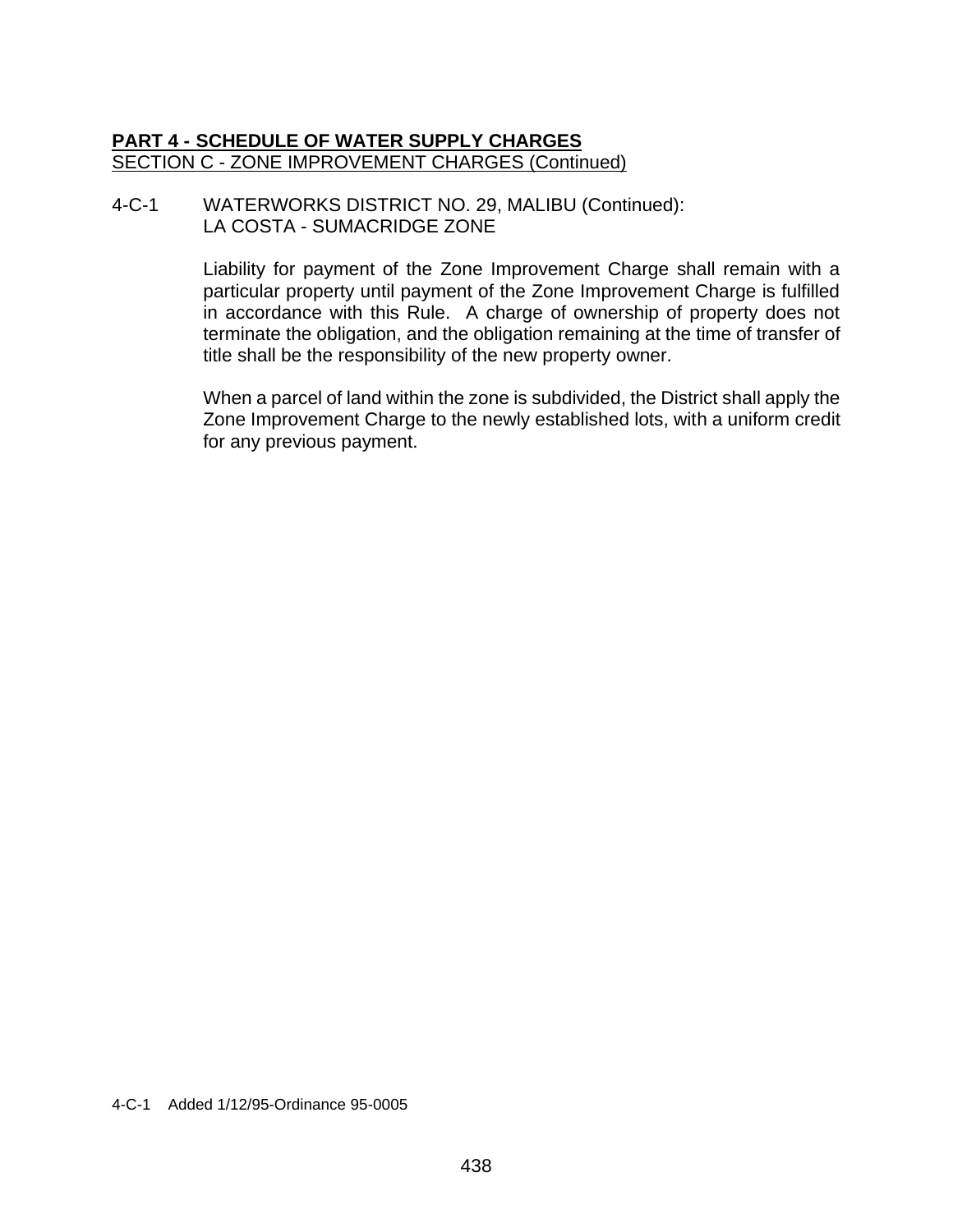**PART 4 - SCHEDULE OF WATER SUPPLY CHARGES**
SECTION C - ZONE IMPROVEMENT CHARGES (Continued)

4-C-1 WATERWORKS DISTRICT NO. 29, MALIBU (Continued):
LA COSTA - SUMACRIDGE ZONE

Liability for payment of the Zone Improvement Charge shall remain with a particular property until payment of the Zone Improvement Charge is fulfilled in accordance with this Rule. A charge of ownership of property does not terminate the obligation, and the obligation remaining at the time of transfer of title shall be the responsibility of the new property owner.

When a parcel of land within the zone is subdivided, the District shall apply the Zone Improvement Charge to the newly established lots, with a uniform credit for any previous payment.

4-C-1 Added 1/12/95-Ordinance 95-0005